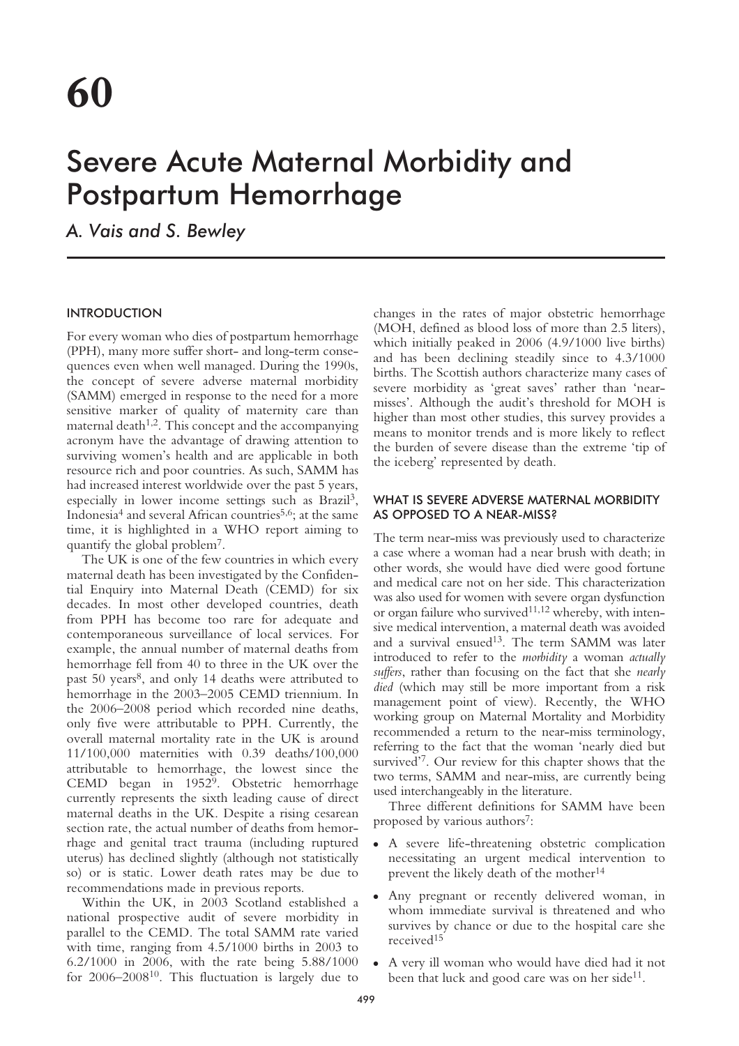# 60

# Severe Acute Maternal Morbidity and Postpartum Hemorrhage

*A. Vais and S. Bewley*

## INTRODUCTION

For every woman who dies of postpartum hemorrhage (PPH), many more suffer short- and long-term consequences even when well managed. During the 1990s, the concept of severe adverse maternal morbidity (SAMM) emerged in response to the need for a more sensitive marker of quality of maternity care than maternal death[1,2]. This concept and the accompanying acronym have the advantage of drawing attention to surviving women's health and are applicable in both resource rich and poor countries. As such, SAMM has had increased interest worldwide over the past 5 years, especially in lower income settings such as Brazil[3], Indonesia[4] and several African countries[5,6]; at the same time, it is highlighted in a WHO report aiming to quantify the global problem[7].

The UK is one of the few countries in which every maternal death has been investigated by the Confidential Enquiry into Maternal Death (CEMD) for six decades. In most other developed countries, death from PPH has become too rare for adequate and contemporaneous surveillance of local services. For example, the annual number of maternal deaths from hemorrhage fell from 40 to three in the UK over the past 50 years[8], and only 14 deaths were attributed to hemorrhage in the 2003–2005 CEMD triennium. In the 2006–2008 period which recorded nine deaths, only five were attributable to PPH. Currently, the overall maternal mortality rate in the UK is around 11/100,000 maternities with 0.39 deaths/100,000 attributable to hemorrhage, the lowest since the CEMD began in 1952[9]. Obstetric hemorrhage currently represents the sixth leading cause of direct maternal deaths in the UK. Despite a rising cesarean section rate, the actual number of deaths from hemorrhage and genital tract trauma (including ruptured uterus) has declined slightly (although not statistically so) or is static. Lower death rates may be due to recommendations made in previous reports.

Within the UK, in 2003 Scotland established a national prospective audit of severe morbidity in parallel to the CEMD. The total SAMM rate varied with time, ranging from 4.5/1000 births in 2003 to 6.2/1000 in 2006, with the rate being 5.88/1000 for 2006–2008[10]. This fluctuation is largely due to changes in the rates of major obstetric hemorrhage (MOH, defined as blood loss of more than 2.5 liters), which initially peaked in 2006 (4.9/1000 live births) and has been declining steadily since to 4.3/1000 births. The Scottish authors characterize many cases of severe morbidity as 'great saves' rather than 'near-misses'. Although the audit's threshold for MOH is higher than most other studies, this survey provides a means to monitor trends and is more likely to reflect the burden of severe disease than the extreme 'tip of the iceberg' represented by death.

## WHAT IS SEVERE ADVERSE MATERNAL MORBIDITY AS OPPOSED TO A NEAR-MISS?

The term near-miss was previously used to characterize a case where a woman had a near brush with death; in other words, she would have died were good fortune and medical care not on her side. This characterization was also used for women with severe organ dysfunction or organ failure who survived[11,12] whereby, with intensive medical intervention, a maternal death was avoided and a survival ensued[13]. The term SAMM was later introduced to refer to the *morbidity* a woman *actually suffers*, rather than focusing on the fact that she *nearly died* (which may still be more important from a risk management point of view). Recently, the WHO working group on Maternal Mortality and Morbidity recommended a return to the near-miss terminology, referring to the fact that the woman 'nearly died but survived'[7]. Our review for this chapter shows that the two terms, SAMM and near-miss, are currently being used interchangeably in the literature.

Three different definitions for SAMM have been proposed by various authors[7]:

- A severe life-threatening obstetric complication necessitating an urgent medical intervention to prevent the likely death of the mother[14]
- Any pregnant or recently delivered woman, in whom immediate survival is threatened and who survives by chance or due to the hospital care she received[15]
- A very ill woman who would have died had it not been that luck and good care was on her side[11].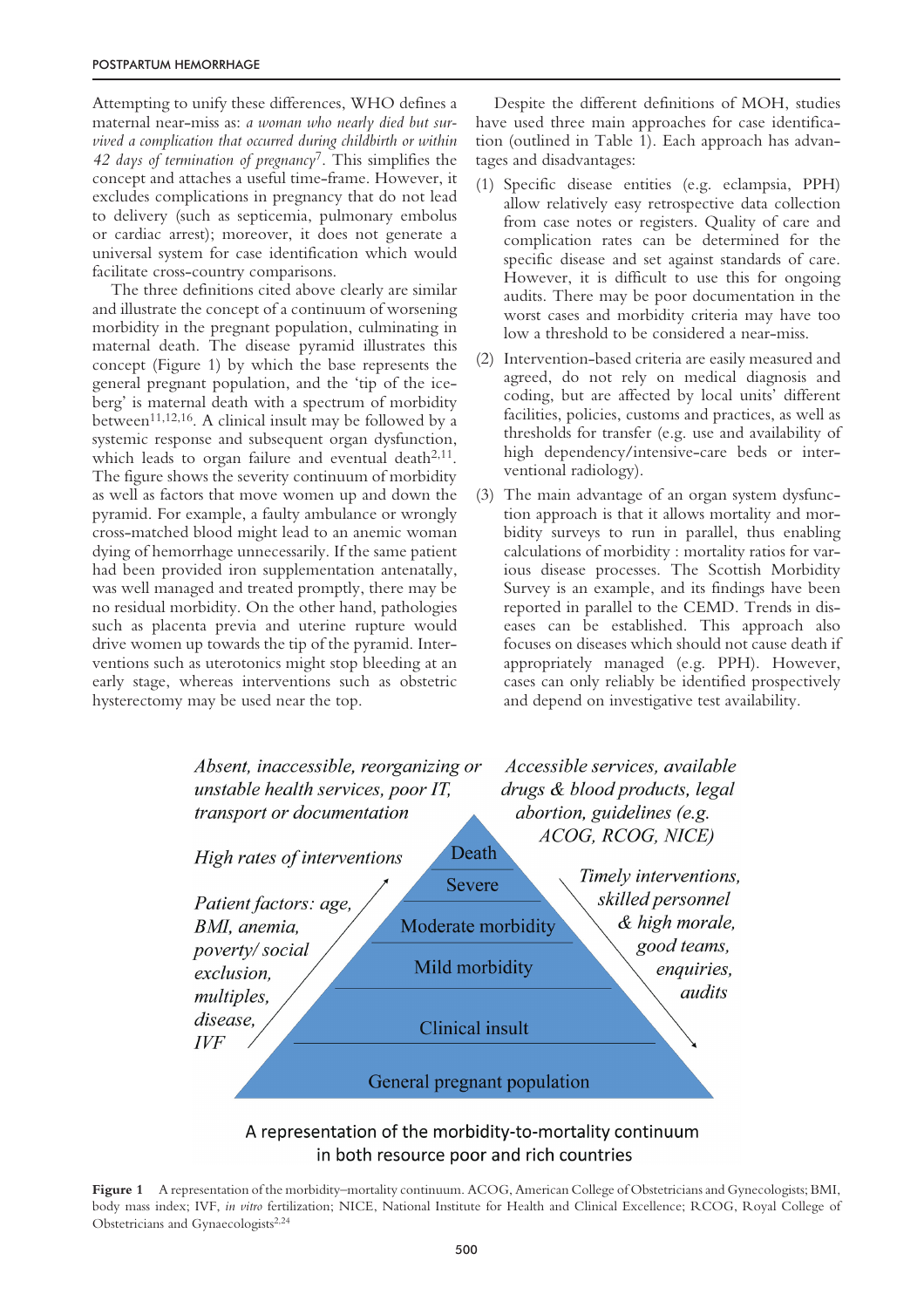Attempting to unify these differences, WHO defines a maternal near-miss as: *a woman who nearly died but survived a complication that occurred during childbirth or within 42 days of termination of pregnancy*[7]. This simplifies the concept and attaches a useful time-frame. However, it excludes complications in pregnancy that do not lead to delivery (such as septicemia, pulmonary embolus or cardiac arrest); moreover, it does not generate a universal system for case identification which would facilitate cross-country comparisons.

The three definitions cited above clearly are similar and illustrate the concept of a continuum of worsening morbidity in the pregnant population, culminating in maternal death. The disease pyramid illustrates this concept (Figure 1) by which the base represents the general pregnant population, and the 'tip of the iceberg' is maternal death with a spectrum of morbidity between[11,12,16]. A clinical insult may be followed by a systemic response and subsequent organ dysfunction, which leads to organ failure and eventual death[2,11]. The figure shows the severity continuum of morbidity as well as factors that move women up and down the pyramid. For example, a faulty ambulance or wrongly cross-matched blood might lead to an anemic woman dying of hemorrhage unnecessarily. If the same patient had been provided iron supplementation antenatally, was well managed and treated promptly, there may be no residual morbidity. On the other hand, pathologies such as placenta previa and uterine rupture would drive women up towards the tip of the pyramid. Interventions such as uterotonics might stop bleeding at an early stage, whereas interventions such as obstetric hysterectomy may be used near the top.

Despite the different definitions of MOH, studies have used three main approaches for case identification (outlined in Table 1). Each approach has advantages and disadvantages:

(1) Specific disease entities (e.g. eclampsia, PPH) allow relatively easy retrospective data collection from case notes or registers. Quality of care and complication rates can be determined for the specific disease and set against standards of care. However, it is difficult to use this for ongoing audits. There may be poor documentation in the worst cases and morbidity criteria may have too low a threshold to be considered a near-miss.

(2) Intervention-based criteria are easily measured and agreed, do not rely on medical diagnosis and coding, but are affected by local units' different facilities, policies, customs and practices, as well as thresholds for transfer (e.g. use and availability of high dependency/intensive-care beds or interventional radiology).

(3) The main advantage of an organ system dysfunction approach is that it allows mortality and morbidity surveys to run in parallel, thus enabling calculations of morbidity : mortality ratios for various disease processes. The Scottish Morbidity Survey is an example, and its findings have been reported in parallel to the CEMD. Trends in diseases can be established. This approach also focuses on diseases which should not cause death if appropriately managed (e.g. PPH). However, cases can only reliably be identified prospectively and depend on investigative test availability.

*Absent, inaccessible, reorganizing or unstable health services, poor IT, transport or documentation*

*High rates of interventions*

*Patient factors: age, BMI, anemia, poverty/ social exclusion, multiples, disease, IVF*

*Accessible services, available drugs & blood products, legal abortion, guidelines (e.g. ACOG, RCOG, NICE)*

*Timely interventions, skilled personnel & high morale, good teams, enquiries, audits*

Death
Severe
Moderate morbidity
Mild morbidity
Clinical insult
General pregnant population

A representation of the morbidity-to-mortality continuum in both resource poor and rich countries

**Figure 1** A representation of the morbidity–mortality continuum. ACOG, American College of Obstetricians and Gynecologists; BMI, body mass index; IVF, *in vitro* fertilization; NICE, National Institute for Health and Clinical Excellence; RCOG, Royal College of Obstetricians and Gynaecologists[2,24]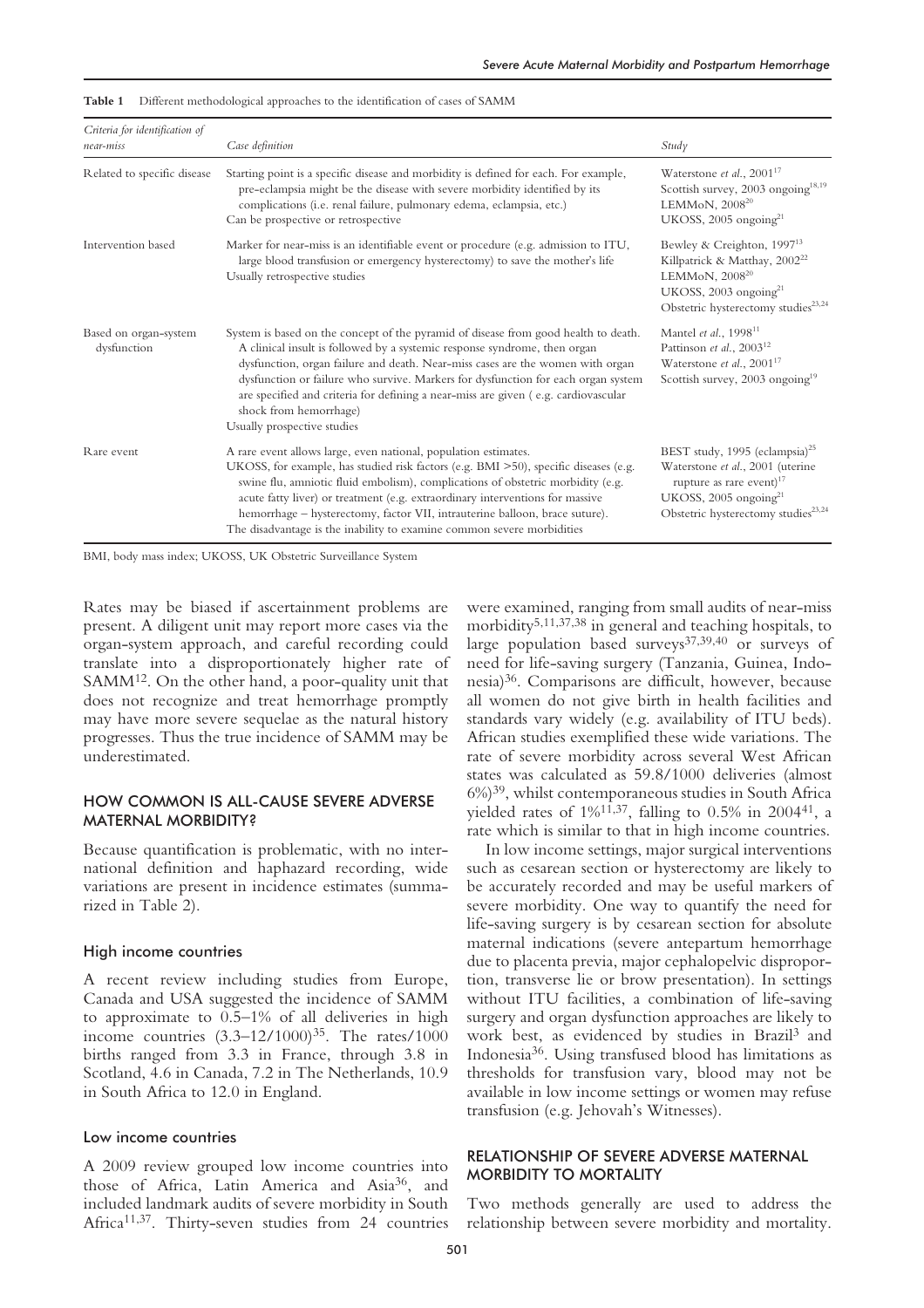**Table 1** Different methodological approaches to the identification of cases of SAMM

| *Criteria for identification of near-miss* | *Case definition* | *Study* |
|---|---|---|
| Related to specific disease | Starting point is a specific disease and morbidity is defined for each. For example, pre-eclampsia might be the disease with severe morbidity identified by its complications (i.e. renal failure, pulmonary edema, eclampsia, etc.) Can be prospective or retrospective | Waterstone *et al.*, 2001[17] Scottish survey, 2003 ongoing[18,19] LEMMoN, 2008[20] UKOSS, 2005 ongoing[21] |
| Intervention based | Marker for near-miss is an identifiable event or procedure (e.g. admission to ITU, large blood transfusion or emergency hysterectomy) to save the mother's life Usually retrospective studies | Bewley & Creighton, 1997[13] Killpatrick & Matthay, 2002[22] LEMMoN, 2008[20] UKOSS, 2003 ongoing[21] Obstetric hysterectomy studies[23,24] |
| Based on organ-system dysfunction | System is based on the concept of the pyramid of disease from good health to death. A clinical insult is followed by a systemic response syndrome, then organ dysfunction, organ failure and death. Near-miss cases are the women with organ dysfunction or failure who survive. Markers for dysfunction for each organ system are specified and criteria for defining a near-miss are given ( e.g. cardiovascular shock from hemorrhage) Usually prospective studies | Mantel *et al.*, 1998[11] Pattinson *et al.*, 2003[12] Waterstone *et al.*, 2001[17] Scottish survey, 2003 ongoing[19] |
| Rare event | A rare event allows large, even national, population estimates. UKOSS, for example, has studied risk factors (e.g. BMI >50), specific diseases (e.g. swine flu, amniotic fluid embolism), complications of obstetric morbidity (e.g. acute fatty liver) or treatment (e.g. extraordinary interventions for massive hemorrhage – hysterectomy, factor VII, intrauterine balloon, brace suture). The disadvantage is the inability to examine common severe morbidities | BEST study, 1995 (eclampsia)[25] Waterstone *et al.*, 2001 (uterine rupture as rare event)[17] UKOSS, 2005 ongoing[21] Obstetric hysterectomy studies[23,24] |

BMI, body mass index; UKOSS, UK Obstetric Surveillance System

Rates may be biased if ascertainment problems are present. A diligent unit may report more cases via the organ-system approach, and careful recording could translate into a disproportionately higher rate of SAMM[12]. On the other hand, a poor-quality unit that does not recognize and treat hemorrhage promptly may have more severe sequelae as the natural history progresses. Thus the true incidence of SAMM may be underestimated.

## HOW COMMON IS ALL-CAUSE SEVERE ADVERSE MATERNAL MORBIDITY?

Because quantification is problematic, with no international definition and haphazard recording, wide variations are present in incidence estimates (summarized in Table 2).

### High income countries

A recent review including studies from Europe, Canada and USA suggested the incidence of SAMM to approximate to 0.5–1% of all deliveries in high income countries (3.3–12/1000)[35]. The rates/1000 births ranged from 3.3 in France, through 3.8 in Scotland, 4.6 in Canada, 7.2 in The Netherlands, 10.9 in South Africa to 12.0 in England.

### Low income countries

A 2009 review grouped low income countries into those of Africa, Latin America and Asia[36], and included landmark audits of severe morbidity in South Africa[11,37]. Thirty-seven studies from 24 countries were examined, ranging from small audits of near-miss morbidity[5,11,37,38] in general and teaching hospitals, to large population based surveys[37,39,40] or surveys of need for life-saving surgery (Tanzania, Guinea, Indonesia)[36]. Comparisons are difficult, however, because all women do not give birth in health facilities and standards vary widely (e.g. availability of ITU beds). African studies exemplified these wide variations. The rate of severe morbidity across several West African states was calculated as 59.8/1000 deliveries (almost 6%)[39], whilst contemporaneous studies in South Africa yielded rates of 1%[11,37], falling to 0.5% in 2004[41], a rate which is similar to that in high income countries.

In low income settings, major surgical interventions such as cesarean section or hysterectomy are likely to be accurately recorded and may be useful markers of severe morbidity. One way to quantify the need for life-saving surgery is by cesarean section for absolute maternal indications (severe antepartum hemorrhage due to placenta previa, major cephalopelvic disproportion, transverse lie or brow presentation). In settings without ITU facilities, a combination of life-saving surgery and organ dysfunction approaches are likely to work best, as evidenced by studies in Brazil[3] and Indonesia[36]. Using transfused blood has limitations as thresholds for transfusion vary, blood may not be available in low income settings or women may refuse transfusion (e.g. Jehovah's Witnesses).

## RELATIONSHIP OF SEVERE ADVERSE MATERNAL MORBIDITY TO MORTALITY

Two methods generally are used to address the relationship between severe morbidity and mortality.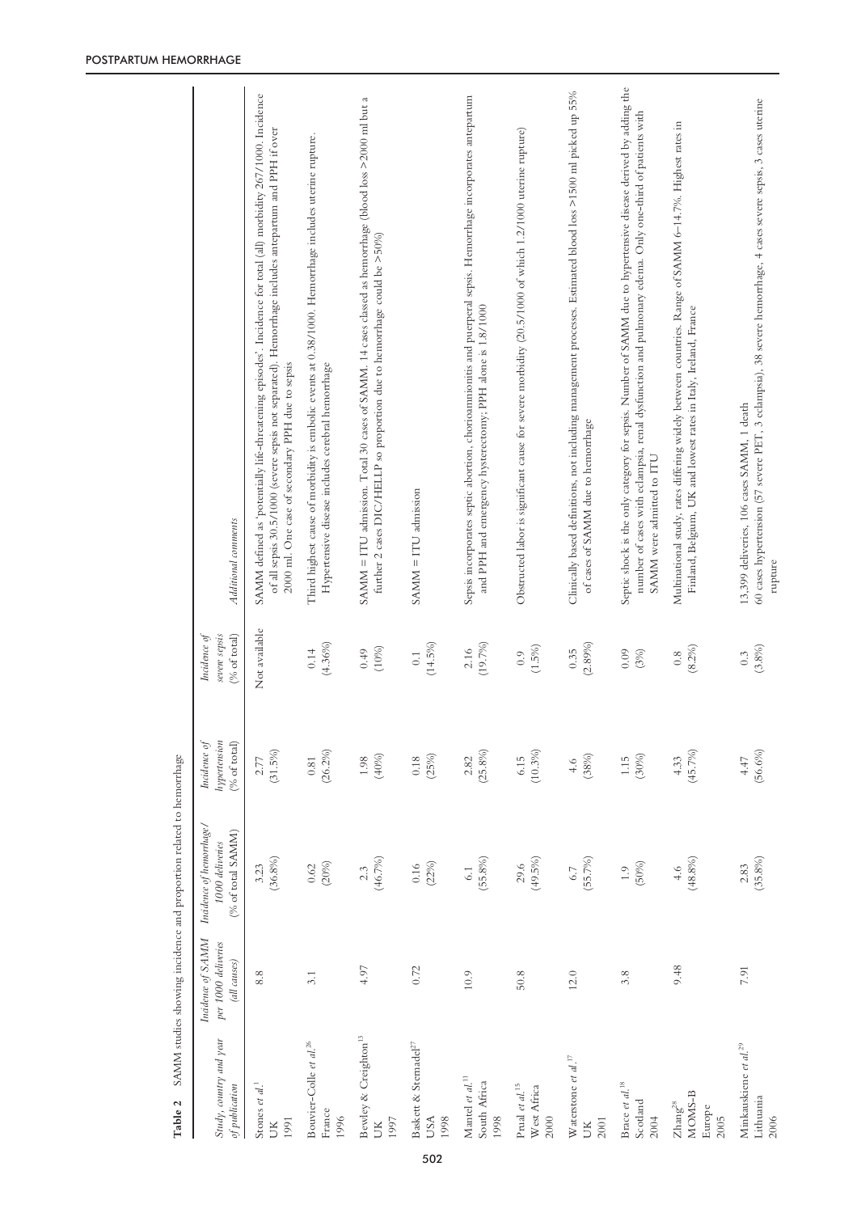**Table 2** SAMM studies showing incidence and proportion related to hemorrhage

| Study, country and year of publication | Incidence of SAMM per 1000 deliveries (all causes) | Incidence of hemorrhage/ 1000 deliveries (% of total SAMM) | Incidence of hypertension (% of total) | Incidence of severe sepsis (% of total) | Additional comments |
|---|---|---|---|---|---|
| Stones *et al.*[1] UK 1991 | 8.8 | 3.23 (36.8%) | 2.77 (31.5%) | Not available | SAMM defined as 'potentially life-threatening episodes'. Incidence for total (all) morbidity 267/1000. Incidence of all sepsis 30.5/1000 (severe sepsis not separated). Hemorrhage includes antepartum and PPH if over 2000 ml. One case of secondary PPH due to sepsis |
| Bouvier-Colle *et al.*[26] France 1996 | 3.1 | 0.62 (20%) | 0.81 (26.2%) | 0.14 (4.36%) | Third highest cause of morbidity is embolic events at 0.38/1000. Hemorrhage includes uterine rupture. Hypertensive disease includes cerebral hemorrhage |
| Bewley & Creighton[13] UK 1997 | 4.97 | 2.3 (46.7%) | 1.98 (40%) | 0.49 (10%) | SAMM = ITU admission. Total 30 cases of SAMM. 14 cases classed as hemorrhage (blood loss >2000 ml but a further 2 cases DIC/HELLP so proportion due to hemorrhage could be >50%) |
| Baskett & Sternadel[27] USA 1998 | 0.72 | 0.16 (22%) | 0.18 (25%) | 0.1 (14.5%) | SAMM = ITU admission |
| Mantel *et al.*[11] South Africa 1998 | 10.9 | 6.1 (55.8%) | 2.82 (25.8%) | 2.16 (19.7%) | Sepsis incorporates septic abortion, chorioamnionitis and puerperal sepsis. Hemorrhage incorporates antepartum and PPH and emergency hysterectomy; PPH alone is 1.8/1000 |
| Prual *et al.*[15] West Africa 2000 | 50.8 | 29.6 (49.5%) | 6.15 (10.3%) | 0.9 (1.5%) | Obstructed labor is significant cause for severe morbidity (20.5/1000 of which 1.2/1000 uterine rupture) |
| Waterstone *et al.*[17] UK 2001 | 12.0 | 6.7 (55.7%) | 4.6 (38%) | 0.35 (2.89%) | Clinically based definitions, not including management processes. Estimated blood loss >1500 ml picked up 55% of cases of SAMM due to hemorrhage |
| Brace *et al.*[18] Scotland 2004 | 3.8 | 1.9 (50%) | 1.15 (30%) | 0.09 (3%) | Septic shock is the only category for sepsis. Number of SAMM due to hypertensive disease derived by adding the number of cases with eclampsia, renal dysfunction and pulmonary edema. Only one-third of patients with SAMM were admitted to ITU |
| Zhang[28] MOMS-B Europe 2005 | 9.48 | 4.6 (48.8%) | 4.33 (45.7%) | 0.8 (8.2%) | Multinational study, rates differing widely between countries. Range of SAMM 6–14.7‰. Highest rates in Finland, Belgium, UK and lowest rates in Italy, Ireland, France |
| Minkauskiene *et al.*[29] Lithuania 2006 | 7.91 | 2.83 (35.8%) | 4.47 (56.6%) | 0.3 (3.8%) | 13,399 deliveries, 106 cases SAMM, 1 death 60 cases hypertension (57 severe PET, 3 eclampsia), 38 severe hemorrhage, 4 cases severe sepsis, 3 cases uterine rupture |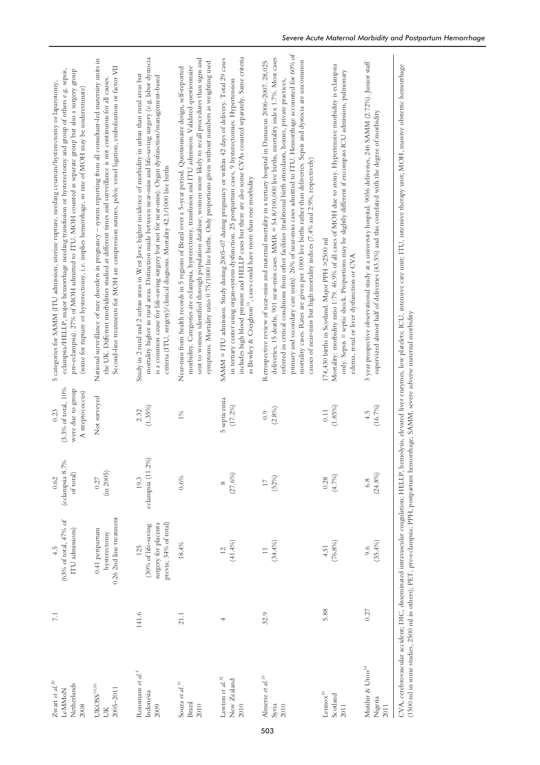| | | | | | |
|---|---|---|---|---|---|
| Zwart *et al.*[20] LeMMoN Netherlands 2008 | 7.1 | 4.5 (63% of total, 47% of ITU admissions) | 0.62 (eclampsia 8.7% of total) | 0.23 (3.3% of total, 10% were due to group A streptococcus) | 5 categories for SAMM (ITU admission, uterine rupture, needing cesarean/hysterectomy or laparotomy, eclampsia/HELLP, major hemorrhage needing transfusion or hysterectomy and group of others e.g. sepsis, pre-eclampsia). 27% of MOH admitted to ITU. MOH counted as separate group but also a surgery group (some for rupture or hysterectomy, i.e. implies hemorrhage, so rate of MOH may be underestimate) |
| UKOSS[19,30] UK 2005–2011 | | 0.41 peripartum hysterectomy 0.26 2nd line treatment | 0.27 (in 2005) | Not surveyed | National surveillance of rare disorders in pregnancy – system reporting from all consultant-led maternity units in the UK. Different morbidities studied at different times and surveillance is not continuous for all causes. Second-line treatments for MOH are compression sutures, pelvic vessel ligation, embolization or factor VII |
| Ronsmans *et al.*[4] Indonesia 2009 | 141.6 | 125 (30% of life-saving surgery for placenta previa; 34% of total) | 19.3 eclampsia (11.2%) | 2.32 (1.35%) | Study in 2 rural and 2 urban areas in West Java; higher incidence of morbidity in urban than rural areas but mortality higher in rural areas. Distinction made between near-miss and life-saving surgery (e.g. labor dystocia is a common cause for life-saving surgery but not for near-miss). Organ dysfunction/management-based criteria (ITU, surgery)/clinical diagnosis. Mortality 42.1/1000 live births |
| Souza *et al.*[31] Brazil 2010 | 21.1 | 18.4% | 0.6% | 1% | Near-miss from health records in 5 regions of Brazil over a 5-year period. Questionnaire design, self-reported morbidity. Categories are eclampsia, hysterectomy, transfusion and ITU admission. Validated questionnaire sent to women identified through population database; women more likely to recall procedures than signs and symptoms. Mortality ratio 0.75/1000 live births. Only proportions given without numbers as weighting used |
| Lawton *et al.*[32] New Zealand 2010 | 4 | 12 (41.4%) | 8 (27.6%) | 5 septicemia (17.2%) | SAMM = ITU admission. Study during 2005–07 during pregnancy or within 42 days of delivery. Total 29 cases in tertiary center using organ-system dysfunction. 25 postpartum cases, 9 hysterectomies. Hypertension includes high blood pressure and HELLP cases but there are also some CVAs counted separately. Same criteria as Bewley & Creighton[13], cases could have more than one morbidity |
| Almerie *et al.*[33] Syria 2010 | 32.9 | 11 (34.4%) | 17 (52%) | 0.9 (2.8%) | Retrospective review of near-miss and maternal mortality in a tertiary hospital in Damascus 2006–2007. 28,025 deliveries, 15 deaths, 901 near-miss cases. MMR = 54.8/100,000 live births, mortality index 1.7%. Most cases referred in critical conditions from other facilities (traditional birth attendants, homes, private practices, primary and secondary care units). 26% of near-miss cases admitted to ITU. Hemorrhage accounted for 60% of mortality cases. Rates are given per 1000 live births rather than deliveries. Sepsis and dystocia are uncommon causes of near-miss but high mortality indices (7.4% and 2.9%, respectively) |
| Lennox[10] Scotland 2011 | 5.88 | 4.51 (76.8%) | 0.28 (4.7%) | 0.11 (1.85%) | 174,430 births in Scotland. Major PPH >2500 ml Mortality: morbidity ratio 1:79. 46.9% of all cases of MOH due to atony. Hypertensive morbidity is eclampsia only. Sepsis = septic shock. Proportions may be slightly different if encompass ICU admission, pulmonary edema, renal or liver dysfunction or CVA |
| Mutihir & Utoo[34] Nigeria 2011 | 0.27 | 9.6 (35.4%) | 6.8 (24.8%) | 4.5 (16.7%) | 3 year prospective observational study at a university hospital. 9056 deliveries, 246 SAMM (2.72%). Junior staff supervized almost half of deliveries (43.5%) and this correlated with the degree of morbidity |

CVA, cerebrovascular accident; DIC, disseminated intravascular coagulation; HELLP, hemolysis, elevated liver enzymes, low platelets; ICU, intensive care unit; ITU, intensive therapy unit; MOH, massive obstetric hemorrhage (1500 ml in some studies, 2500 ml in others); PET, pre-eclampsia; PPH, postpartum hemorrhage; SAMM, severe adverse maternal morbidity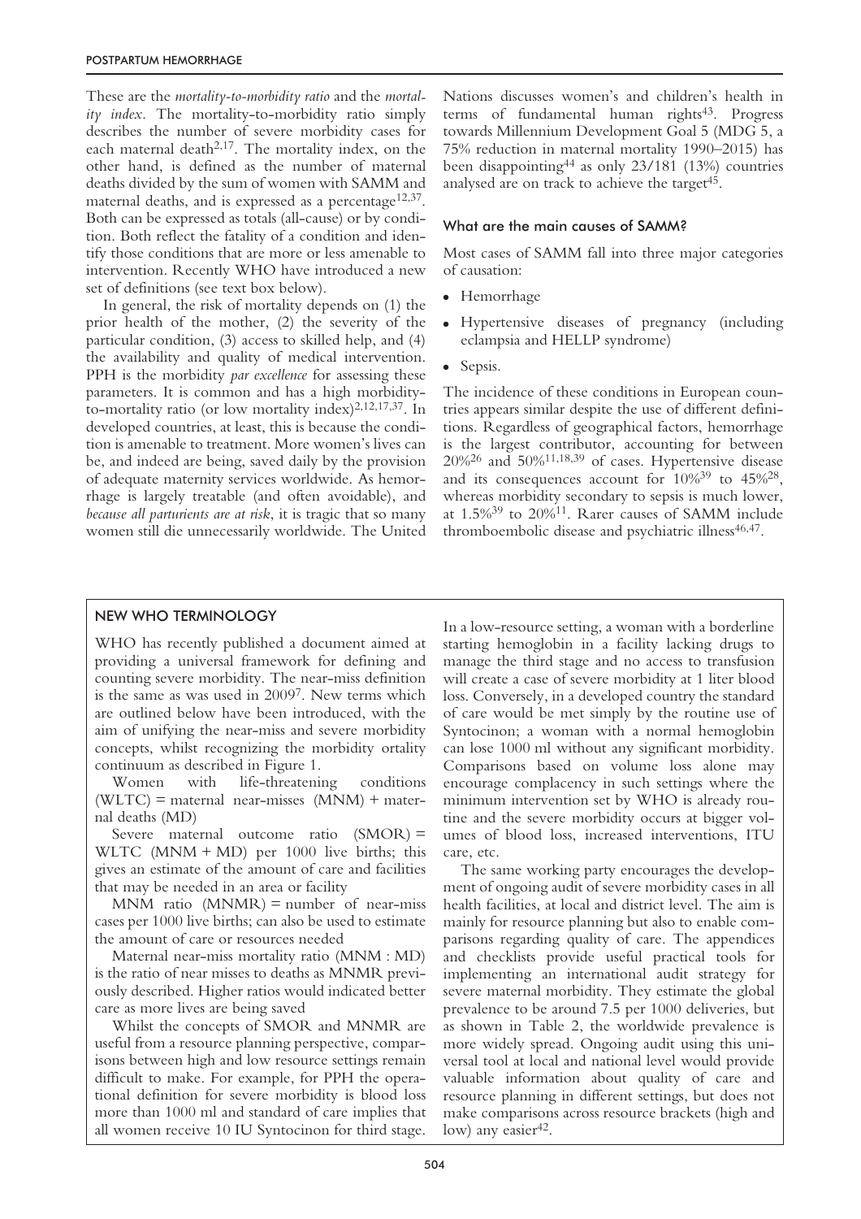These are the *mortality-to-morbidity ratio* and the *mortality index*. The mortality-to-morbidity ratio simply describes the number of severe morbidity cases for each maternal death[2,17]. The mortality index, on the other hand, is defined as the number of maternal deaths divided by the sum of women with SAMM and maternal deaths, and is expressed as a percentage[12,37]. Both can be expressed as totals (all-cause) or by condition. Both reflect the fatality of a condition and identify those conditions that are more or less amenable to intervention. Recently WHO have introduced a new set of definitions (see text box below).

In general, the risk of mortality depends on (1) the prior health of the mother, (2) the severity of the particular condition, (3) access to skilled help, and (4) the availability and quality of medical intervention. PPH is the morbidity *par excellence* for assessing these parameters. It is common and has a high morbidity-to-mortality ratio (or low mortality index)[2,12,17,37]. In developed countries, at least, this is because the condition is amenable to treatment. More women's lives can be, and indeed are being, saved daily by the provision of adequate maternity services worldwide. As hemorrhage is largely treatable (and often avoidable), and *because all parturients are at risk*, it is tragic that so many women still die unnecessarily worldwide. The United Nations discusses women's and children's health in terms of fundamental human rights[43]. Progress towards Millennium Development Goal 5 (MDG 5, a 75% reduction in maternal mortality 1990–2015) has been disappointing[44] as only 23/181 (13%) countries analysed are on track to achieve the target[45].

### What are the main causes of SAMM?

Most cases of SAMM fall into three major categories of causation:

- Hemorrhage
- Hypertensive diseases of pregnancy (including eclampsia and HELLP syndrome)
- Sepsis.

The incidence of these conditions in European countries appears similar despite the use of different definitions. Regardless of geographical factors, hemorrhage is the largest contributor, accounting for between 20%[26] and 50%[11,18,39] of cases. Hypertensive disease and its consequences account for 10%[39] to 45%[28], whereas morbidity secondary to sepsis is much lower, at 1.5%[39] to 20%[11]. Rarer causes of SAMM include thromboembolic disease and psychiatric illness[46,47].

### NEW WHO TERMINOLOGY

WHO has recently published a document aimed at providing a universal framework for defining and counting severe morbidity. The near-miss definition is the same as was used in 2009[7]. New terms which are outlined below have been introduced, with the aim of unifying the near-miss and severe morbidity concepts, whilst recognizing the morbidity ortality continuum as described in Figure 1.

Women with life-threatening conditions (WLTC) = maternal near-misses (MNM) + maternal deaths (MD)

Severe maternal outcome ratio (SMOR) = WLTC (MNM + MD) per 1000 live births; this gives an estimate of the amount of care and facilities that may be needed in an area or facility

MNM ratio (MNMR) = number of near-miss cases per 1000 live births; can also be used to estimate the amount of care or resources needed

Maternal near-miss mortality ratio (MNM : MD) is the ratio of near misses to deaths as MNMR previously described. Higher ratios would indicated better care as more lives are being saved

Whilst the concepts of SMOR and MNMR are useful from a resource planning perspective, comparisons between high and low resource settings remain difficult to make. For example, for PPH the operational definition for severe morbidity is blood loss more than 1000 ml and standard of care implies that all women receive 10 IU Syntocinon for third stage. In a low-resource setting, a woman with a borderline starting hemoglobin in a facility lacking drugs to manage the third stage and no access to transfusion will create a case of severe morbidity at 1 liter blood loss. Conversely, in a developed country the standard of care would be met simply by the routine use of Syntocinon; a woman with a normal hemoglobin can lose 1000 ml without any significant morbidity. Comparisons based on volume loss alone may encourage complacency in such settings where the minimum intervention set by WHO is already routine and the severe morbidity occurs at bigger volumes of blood loss, increased interventions, ITU care, etc.

The same working party encourages the development of ongoing audit of severe morbidity cases in all health facilities, at local and district level. The aim is mainly for resource planning but also to enable comparisons regarding quality of care. The appendices and checklists provide useful practical tools for implementing an international audit strategy for severe maternal morbidity. They estimate the global prevalence to be around 7.5 per 1000 deliveries, but as shown in Table 2, the worldwide prevalence is more widely spread. Ongoing audit using this universal tool at local and national level would provide valuable information about quality of care and resource planning in different settings, but does not make comparisons across resource brackets (high and low) any easier[42].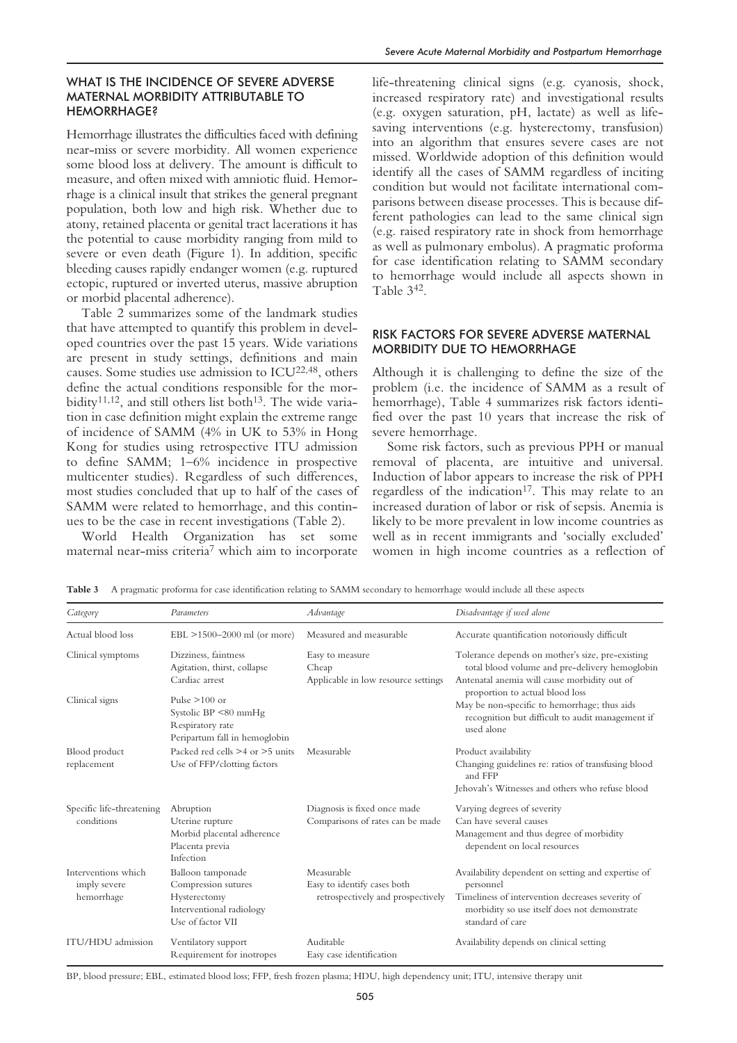## WHAT IS THE INCIDENCE OF SEVERE ADVERSE MATERNAL MORBIDITY ATTRIBUTABLE TO HEMORRHAGE?

Hemorrhage illustrates the difficulties faced with defining near-miss or severe morbidity. All women experience some blood loss at delivery. The amount is difficult to measure, and often mixed with amniotic fluid. Hemorrhage is a clinical insult that strikes the general pregnant population, both low and high risk. Whether due to atony, retained placenta or genital tract lacerations it has the potential to cause morbidity ranging from mild to severe or even death (Figure 1). In addition, specific bleeding causes rapidly endanger women (e.g. ruptured ectopic, ruptured or inverted uterus, massive abruption or morbid placental adherence).

Table 2 summarizes some of the landmark studies that have attempted to quantify this problem in developed countries over the past 15 years. Wide variations are present in study settings, definitions and main causes. Some studies use admission to ICU[22,48], others define the actual conditions responsible for the morbidity[11,12], and still others list both[13]. The wide variation in case definition might explain the extreme range of incidence of SAMM (4% in UK to 53% in Hong Kong for studies using retrospective ITU admission to define SAMM; 1–6% incidence in prospective multicenter studies). Regardless of such differences, most studies concluded that up to half of the cases of SAMM were related to hemorrhage, and this continues to be the case in recent investigations (Table 2).

World Health Organization has set some maternal near-miss criteria[7] which aim to incorporate life-threatening clinical signs (e.g. cyanosis, shock, increased respiratory rate) and investigational results (e.g. oxygen saturation, pH, lactate) as well as life-saving interventions (e.g. hysterectomy, transfusion) into an algorithm that ensures severe cases are not missed. Worldwide adoption of this definition would identify all the cases of SAMM regardless of inciting condition but would not facilitate international comparisons between disease processes. This is because different pathologies can lead to the same clinical sign (e.g. raised respiratory rate in shock from hemorrhage as well as pulmonary embolus). A pragmatic proforma for case identification relating to SAMM secondary to hemorrhage would include all aspects shown in Table 3[42].

## RISK FACTORS FOR SEVERE ADVERSE MATERNAL MORBIDITY DUE TO HEMORRHAGE

Although it is challenging to define the size of the problem (i.e. the incidence of SAMM as a result of hemorrhage), Table 4 summarizes risk factors identified over the past 10 years that increase the risk of severe hemorrhage.

Some risk factors, such as previous PPH or manual removal of placenta, are intuitive and universal. Induction of labor appears to increase the risk of PPH regardless of the indication[17]. This may relate to an increased duration of labor or risk of sepsis. Anemia is likely to be more prevalent in low income countries as well as in recent immigrants and 'socially excluded' women in high income countries as a reflection of

**Table 3** A pragmatic proforma for case identification relating to SAMM secondary to hemorrhage would include all these aspects

| Category | Parameters | Advantage | Disadvantage if used alone |
|---|---|---|---|
| Actual blood loss | EBL >1500–2000 ml (or more) | Measured and measurable | Accurate quantification notoriously difficult |
| Clinical symptoms | Dizziness, faintness<br>Agitation, thirst, collapse<br>Cardiac arrest | Easy to measure<br>Cheap<br>Applicable in low resource settings | Tolerance depends on mother's size, pre-existing total blood volume and pre-delivery hemoglobin<br>Antenatal anemia will cause morbidity out of proportion to actual blood loss |
| Clinical signs | Pulse >100 or<br>Systolic BP <80 mmHg<br>Respiratory rate<br>Peripartum fall in hemoglobin | | May be non-specific to hemorrhage; thus aids recognition but difficult to audit management if used alone |
| Blood product replacement | Packed red cells >4 or >5 units<br>Use of FFP/clotting factors | Measurable | Product availability<br>Changing guidelines re: ratios of transfusing blood and FFP<br>Jehovah's Witnesses and others who refuse blood |
| Specific life-threatening conditions | Abruption<br>Uterine rupture<br>Morbid placental adherence<br>Placenta previa<br>Infection | Diagnosis is fixed once made<br>Comparisons of rates can be made | Varying degrees of severity<br>Can have several causes<br>Management and thus degree of morbidity dependent on local resources |
| Interventions which imply severe hemorrhage | Balloon tamponade<br>Compression sutures<br>Hysterectomy<br>Interventional radiology<br>Use of factor VII | Measurable<br>Easy to identify cases both retrospectively and prospectively | Availability dependent on setting and expertise of personnel<br>Timeliness of intervention decreases severity of morbidity so use itself does not demonstrate standard of care |
| ITU/HDU admission | Ventilatory support<br>Requirement for inotropes | Auditable<br>Easy case identification | Availability depends on clinical setting |

BP, blood pressure; EBL, estimated blood loss; FFP, fresh frozen plasma; HDU, high dependency unit; ITU, intensive therapy unit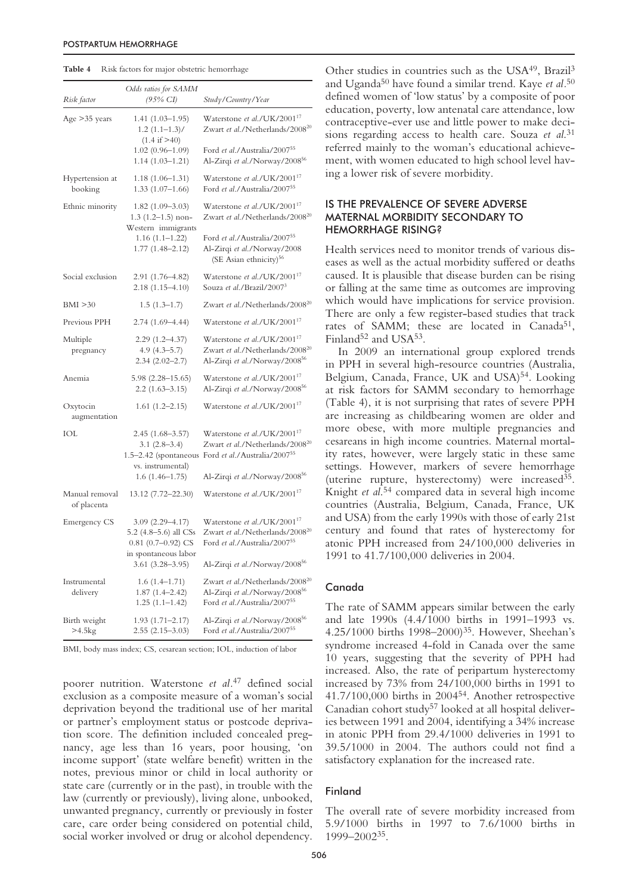**Table 4** Risk factors for major obstetric hemorrhage

| Risk factor | Odds ratios for SAMM (95% CI) | Study/Country/Year |
|---|---|---|
| Age >35 years | 1.41 (1.03–1.95) | Waterstone *et al.*/UK/2001[17] |
| | 1.2 (1.1–1.3)/ (1.4 if >40) | Zwart *et al.*/Netherlands/2008[20] |
| | 1.02 (0.96–1.09) | Ford *et al.*/Australia/2007[55] |
| | 1.14 (1.03–1.21) | Al-Zirqi *et al.*/Norway/2008[56] |
| Hypertension at booking | 1.18 (1.06–1.31) | Waterstone *et al.*/UK/2001[17] |
| | 1.33 (1.07–1.66) | Ford *et al.*/Australia/2007[55] |
| Ethnic minority | 1.82 (1.09–3.03) | Waterstone *et al.*/UK/2001[17] |
| | 1.3 (1.2–1.5) non-Western immigrants | Zwart *et al.*/Netherlands/2008[20] |
| | 1.16 (1.1–1.22) | Ford *et al.*/Australia/2007[55] |
| | 1.77 (1.48–2.12) | Al-Zirqi *et al.*/Norway/2008 (SE Asian ethnicity)[56] |
| Social exclusion | 2.91 (1.76–4.82) | Waterstone *et al.*/UK/2001[17] |
| | 2.18 (1.15–4.10) | Souza *et al.*/Brazil/2007[3] |
| BMI >30 | 1.5 (1.3–1.7) | Zwart *et al.*/Netherlands/2008[20] |
| Previous PPH | 2.74 (1.69–4.44) | Waterstone *et al.*/UK/2001[17] |
| Multiple pregnancy | 2.29 (1.2–4.37) | Waterstone *et al.*/UK/2001[17] |
| | 4.9 (4.3–5.7) | Zwart *et al.*/Netherlands/2008[20] |
| | 2.34 (2.02–2.7) | Al-Zirqi *et al.*/Norway/2008[56] |
| Anemia | 5.98 (2.28–15.65) | Waterstone *et al.*/UK/2001[17] |
| | 2.2 (1.63–3.15) | Al-Zirqi *et al.*/Norway/2008[56] |
| Oxytocin augmentation | 1.61 (1.2–2.15) | Waterstone *et al.*/UK/2001[17] |
| IOL | 2.45 (1.68–3.57) | Waterstone *et al.*/UK/2001[17] |
| | 3.1 (2.8–3.4) | Zwart *et al.*/Netherlands/2008[20] |
| | 1.5–2.42 (spontaneous vs. instrumental) | Ford *et al.*/Australia/2007[55] |
| | 1.6 (1.46–1.75) | Al-Zirqi *et al.*/Norway/2008[56] |
| Manual removal of placenta | 13.12 (7.72–22.30) | Waterstone *et al.*/UK/2001[17] |
| Emergency CS | 3.09 (2.29–4.17) | Waterstone *et al.*/UK/2001[17] |
| | 5.2 (4.8–5.6) all CSs | Zwart *et al.*/Netherlands/2008[20] |
| | 0.81 (0.7–0.92) CS in spontaneous labor | Ford *et al.*/Australia/2007[55] |
| | 3.61 (3.28–3.95) | Al-Zirqi *et al.*/Norway/2008[56] |
| Instrumental delivery | 1.6 (1.4–1.71) | Zwart *et al.*/Netherlands/2008[20] |
| | 1.87 (1.4–2.42) | Al-Zirqi *et al.*/Norway/2008[56] |
| | 1.25 (1.1–1.42) | Ford *et al.*/Australia/2007[55] |
| Birth weight >4.5kg | 1.93 (1.71–2.17) | Al-Zirqi *et al.*/Norway/2008[56] |
| | 2.55 (2.15–3.03) | Ford *et al.*/Australia/2007[55] |

BMI, body mass index; CS, cesarean section; IOL, induction of labor

poorer nutrition. Waterstone *et al.*[47] defined social exclusion as a composite measure of a woman's social deprivation beyond the traditional use of her marital or partner's employment status or postcode deprivation score. The definition included concealed pregnancy, age less than 16 years, poor housing, 'on income support' (state welfare benefit) written in the notes, previous minor or child in local authority or state care (currently or in the past), in trouble with the law (currently or previously), living alone, unbooked, unwanted pregnancy, currently or previously in foster care, care order being considered on potential child, social worker involved or drug or alcohol dependency.

Other studies in countries such as the USA[49], Brazil[3] and Uganda[50] have found a similar trend. Kaye *et al.*[50] defined women of 'low status' by a composite of poor education, poverty, low antenatal care attendance, low contraceptive-ever use and little power to make decisions regarding access to health care. Souza *et al.*[31] referred mainly to the woman's educational achievement, with women educated to high school level having a lower risk of severe morbidity.

## IS THE PREVALENCE OF SEVERE ADVERSE MATERNAL MORBIDITY SECONDARY TO HEMORRHAGE RISING?

Health services need to monitor trends of various diseases as well as the actual morbidity suffered or deaths caused. It is plausible that disease burden can be rising or falling at the same time as outcomes are improving which would have implications for service provision. There are only a few register-based studies that track rates of SAMM; these are located in Canada[51], Finland[52] and USA[53].

In 2009 an international group explored trends in PPH in several high-resource countries (Australia, Belgium, Canada, France, UK and USA)[54]. Looking at risk factors for SAMM secondary to hemorrhage (Table 4), it is not surprising that rates of severe PPH are increasing as childbearing women are older and more obese, with more multiple pregnancies and cesareans in high income countries. Maternal mortality rates, however, were largely static in these same settings. However, markers of severe hemorrhage (uterine rupture, hysterectomy) were increased[35]. Knight *et al.*[54] compared data in several high income countries (Australia, Belgium, Canada, France, UK and USA) from the early 1990s with those of early 21st century and found that rates of hysterectomy for atonic PPH increased from 24/100,000 deliveries in 1991 to 41.7/100,000 deliveries in 2004.

### Canada

The rate of SAMM appears similar between the early and late 1990s (4.4/1000 births in 1991–1993 vs. 4.25/1000 births 1998–2000)[35]. However, Sheehan's syndrome increased 4-fold in Canada over the same 10 years, suggesting that the severity of PPH had increased. Also, the rate of peripartum hysterectomy increased by 73% from 24/100,000 births in 1991 to 41.7/100,000 births in 2004[54]. Another retrospective Canadian cohort study[57] looked at all hospital deliveries between 1991 and 2004, identifying a 34% increase in atonic PPH from 29.4/1000 deliveries in 1991 to 39.5/1000 in 2004. The authors could not find a satisfactory explanation for the increased rate.

### Finland

The overall rate of severe morbidity increased from 5.9/1000 births in 1997 to 7.6/1000 births in 1999–2002[35].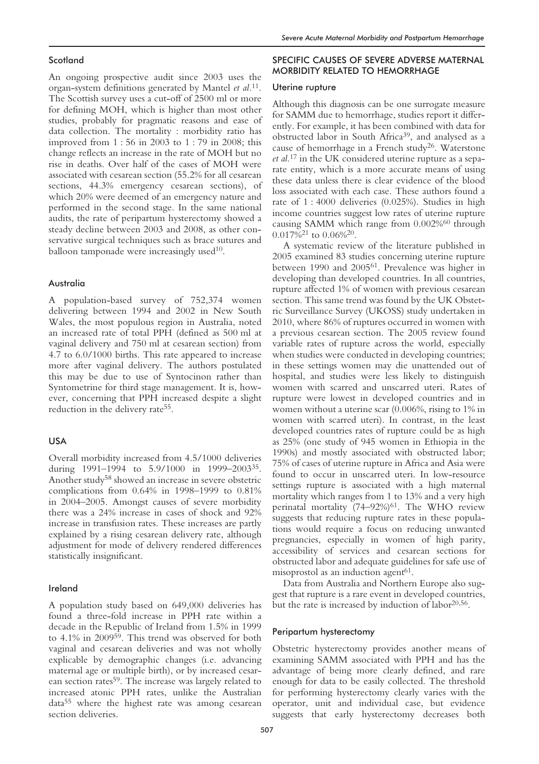### Scotland

An ongoing prospective audit since 2003 uses the organ-system definitions generated by Mantel *et al.*[11]. The Scottish survey uses a cut-off of 2500 ml or more for defining MOH, which is higher than most other studies, probably for pragmatic reasons and ease of data collection. The mortality : morbidity ratio has improved from 1 : 56 in 2003 to 1 : 79 in 2008; this change reflects an increase in the rate of MOH but no rise in deaths. Over half of the cases of MOH were associated with cesarean section (55.2% for all cesarean sections, 44.3% emergency cesarean sections), of which 20% were deemed of an emergency nature and performed in the second stage. In the same national audits, the rate of peripartum hysterectomy showed a steady decline between 2003 and 2008, as other conservative surgical techniques such as brace sutures and balloon tamponade were increasingly used[10].

### Australia

A population-based survey of 752,374 women delivering between 1994 and 2002 in New South Wales, the most populous region in Australia, noted an increased rate of total PPH (defined as 500 ml at vaginal delivery and 750 ml at cesarean section) from 4.7 to 6.0/1000 births. This rate appeared to increase more after vaginal delivery. The authors postulated this may be due to use of Syntocinon rather than Syntometrine for third stage management. It is, however, concerning that PPH increased despite a slight reduction in the delivery rate[55].

### USA

Overall morbidity increased from 4.5/1000 deliveries during 1991–1994 to 5.9/1000 in 1999–2003[35]. Another study[58] showed an increase in severe obstetric complications from 0.64% in 1998–1999 to 0.81% in 2004–2005. Amongst causes of severe morbidity there was a 24% increase in cases of shock and 92% increase in transfusion rates. These increases are partly explained by a rising cesarean delivery rate, although adjustment for mode of delivery rendered differences statistically insignificant.

### Ireland

A population study based on 649,000 deliveries has found a three-fold increase in PPH rate within a decade in the Republic of Ireland from 1.5% in 1999 to 4.1% in 2009[59]. This trend was observed for both vaginal and cesarean deliveries and was not wholly explicable by demographic changes (i.e. advancing maternal age or multiple birth), or by increased cesarean section rates[59]. The increase was largely related to increased atonic PPH rates, unlike the Australian data[55] where the highest rate was among cesarean section deliveries.

## SPECIFIC CAUSES OF SEVERE ADVERSE MATERNAL MORBIDITY RELATED TO HEMORRHAGE

### Uterine rupture

Although this diagnosis can be one surrogate measure for SAMM due to hemorrhage, studies report it differently. For example, it has been combined with data for obstructed labor in South Africa[39], and analysed as a cause of hemorrhage in a French study[26]. Waterstone *et al.*[17] in the UK considered uterine rupture as a separate entity, which is a more accurate means of using these data unless there is clear evidence of the blood loss associated with each case. These authors found a rate of 1 : 4000 deliveries (0.025%). Studies in high income countries suggest low rates of uterine rupture causing SAMM which range from 0.002%[60] through 0.017%[21] to 0.06%[20].

A systematic review of the literature published in 2005 examined 83 studies concerning uterine rupture between 1990 and 2005[61]. Prevalence was higher in developing than developed countries. In all countries, rupture affected 1% of women with previous cesarean section. This same trend was found by the UK Obstetric Surveillance Survey (UKOSS) study undertaken in 2010, where 86% of ruptures occurred in women with a previous cesarean section. The 2005 review found variable rates of rupture across the world, especially when studies were conducted in developing countries; in these settings women may die unattended out of hospital, and studies were less likely to distinguish women with scarred and unscarred uteri. Rates of rupture were lowest in developed countries and in women without a uterine scar (0.006%, rising to 1% in women with scarred uteri). In contrast, in the least developed countries rates of rupture could be as high as 25% (one study of 945 women in Ethiopia in the 1990s) and mostly associated with obstructed labor; 75% of cases of uterine rupture in Africa and Asia were found to occur in unscarred uteri. In low-resource settings rupture is associated with a high maternal mortality which ranges from 1 to 13% and a very high perinatal mortality (74–92%)[61]. The WHO review suggests that reducing rupture rates in these populations would require a focus on reducing unwanted pregnancies, especially in women of high parity, accessibility of services and cesarean sections for obstructed labor and adequate guidelines for safe use of misoprostol as an induction agent[61].

Data from Australia and Northern Europe also suggest that rupture is a rare event in developed countries, but the rate is increased by induction of labor[20,56].

### Peripartum hysterectomy

Obstetric hysterectomy provides another means of examining SAMM associated with PPH and has the advantage of being more clearly defined, and rare enough for data to be easily collected. The threshold for performing hysterectomy clearly varies with the operator, unit and individual case, but evidence suggests that early hysterectomy decreases both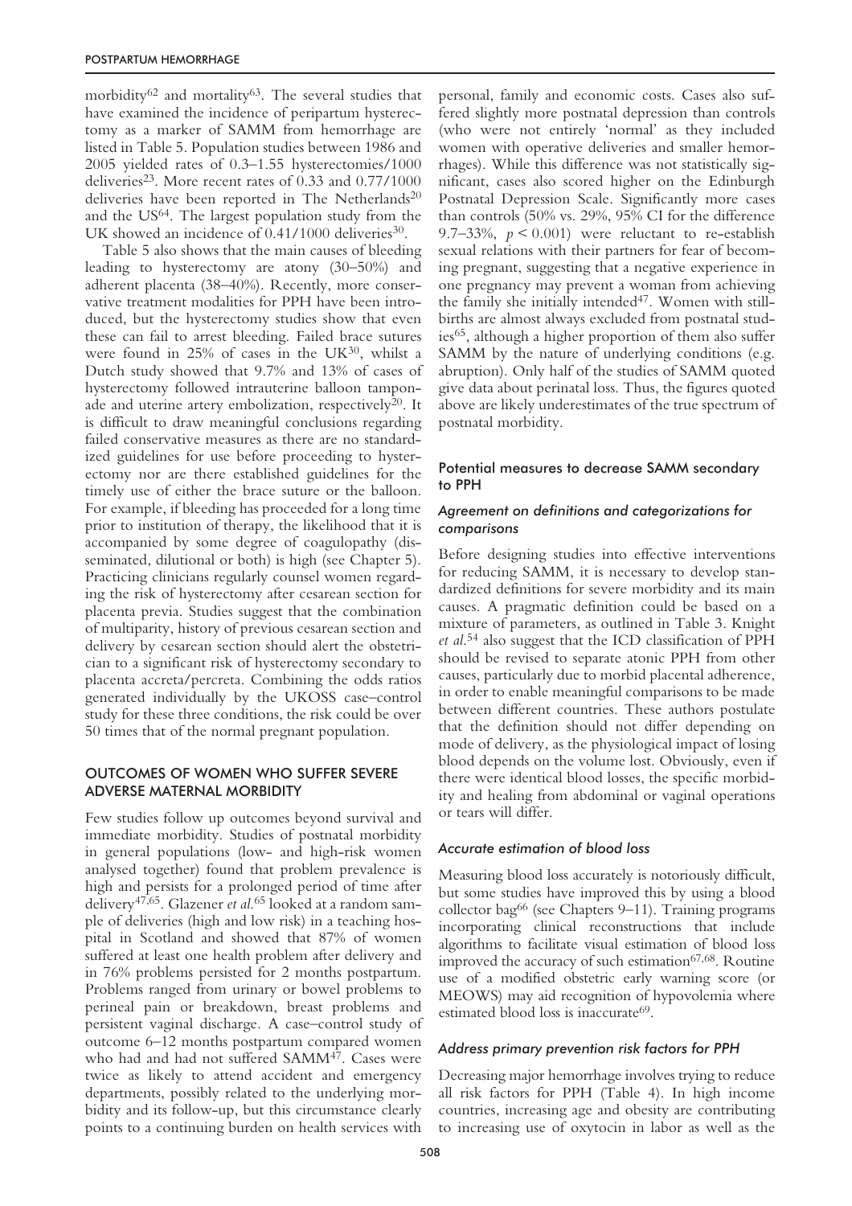morbidity[62] and mortality[63]. The several studies that have examined the incidence of peripartum hysterectomy as a marker of SAMM from hemorrhage are listed in Table 5. Population studies between 1986 and 2005 yielded rates of 0.3–1.55 hysterectomies/1000 deliveries[23]. More recent rates of 0.33 and 0.77/1000 deliveries have been reported in The Netherlands[20] and the US[64]. The largest population study from the UK showed an incidence of 0.41/1000 deliveries[30].

Table 5 also shows that the main causes of bleeding leading to hysterectomy are atony (30–50%) and adherent placenta (38–40%). Recently, more conservative treatment modalities for PPH have been introduced, but the hysterectomy studies show that even these can fail to arrest bleeding. Failed brace sutures were found in 25% of cases in the UK[30], whilst a Dutch study showed that 9.7% and 13% of cases of hysterectomy followed intrauterine balloon tamponade and uterine artery embolization, respectively[20]. It is difficult to draw meaningful conclusions regarding failed conservative measures as there are no standardized guidelines for use before proceeding to hysterectomy nor are there established guidelines for the timely use of either the brace suture or the balloon. For example, if bleeding has proceeded for a long time prior to institution of therapy, the likelihood that it is accompanied by some degree of coagulopathy (disseminated, dilutional or both) is high (see Chapter 5). Practicing clinicians regularly counsel women regarding the risk of hysterectomy after cesarean section for placenta previa. Studies suggest that the combination of multiparity, history of previous cesarean section and delivery by cesarean section should alert the obstetrician to a significant risk of hysterectomy secondary to placenta accreta/percreta. Combining the odds ratios generated individually by the UKOSS case–control study for these three conditions, the risk could be over 50 times that of the normal pregnant population.

## OUTCOMES OF WOMEN WHO SUFFER SEVERE ADVERSE MATERNAL MORBIDITY

Few studies follow up outcomes beyond survival and immediate morbidity. Studies of postnatal morbidity in general populations (low- and high-risk women analysed together) found that problem prevalence is high and persists for a prolonged period of time after delivery[47,65]. Glazener *et al.*[65] looked at a random sample of deliveries (high and low risk) in a teaching hospital in Scotland and showed that 87% of women suffered at least one health problem after delivery and in 76% problems persisted for 2 months postpartum. Problems ranged from urinary or bowel problems to perineal pain or breakdown, breast problems and persistent vaginal discharge. A case–control study of outcome 6–12 months postpartum compared women who had and had not suffered SAMM[47]. Cases were twice as likely to attend accident and emergency departments, possibly related to the underlying morbidity and its follow-up, but this circumstance clearly points to a continuing burden on health services with personal, family and economic costs. Cases also suffered slightly more postnatal depression than controls (who were not entirely 'normal' as they included women with operative deliveries and smaller hemorrhages). While this difference was not statistically significant, cases also scored higher on the Edinburgh Postnatal Depression Scale. Significantly more cases than controls (50% vs. 29%, 95% CI for the difference 9.7–33%, $p < 0.001$) were reluctant to re-establish sexual relations with their partners for fear of becoming pregnant, suggesting that a negative experience in one pregnancy may prevent a woman from achieving the family she initially intended[47]. Women with stillbirths are almost always excluded from postnatal studies[65], although a higher proportion of them also suffer SAMM by the nature of underlying conditions (e.g. abruption). Only half of the studies of SAMM quoted give data about perinatal loss. Thus, the figures quoted above are likely underestimates of the true spectrum of postnatal morbidity.

### Potential measures to decrease SAMM secondary to PPH

#### *Agreement on definitions and categorizations for comparisons*

Before designing studies into effective interventions for reducing SAMM, it is necessary to develop standardized definitions for severe morbidity and its main causes. A pragmatic definition could be based on a mixture of parameters, as outlined in Table 3. Knight *et al.*[54] also suggest that the ICD classification of PPH should be revised to separate atonic PPH from other causes, particularly due to morbid placental adherence, in order to enable meaningful comparisons to be made between different countries. These authors postulate that the definition should not differ depending on mode of delivery, as the physiological impact of losing blood depends on the volume lost. Obviously, even if there were identical blood losses, the specific morbidity and healing from abdominal or vaginal operations or tears will differ.

#### *Accurate estimation of blood loss*

Measuring blood loss accurately is notoriously difficult, but some studies have improved this by using a blood collector bag[66] (see Chapters 9–11). Training programs incorporating clinical reconstructions that include algorithms to facilitate visual estimation of blood loss improved the accuracy of such estimation[67,68]. Routine use of a modified obstetric early warning score (or MEOWS) may aid recognition of hypovolemia where estimated blood loss is inaccurate[69].

#### *Address primary prevention risk factors for PPH*

Decreasing major hemorrhage involves trying to reduce all risk factors for PPH (Table 4). In high income countries, increasing age and obesity are contributing to increasing use of oxytocin in labor as well as the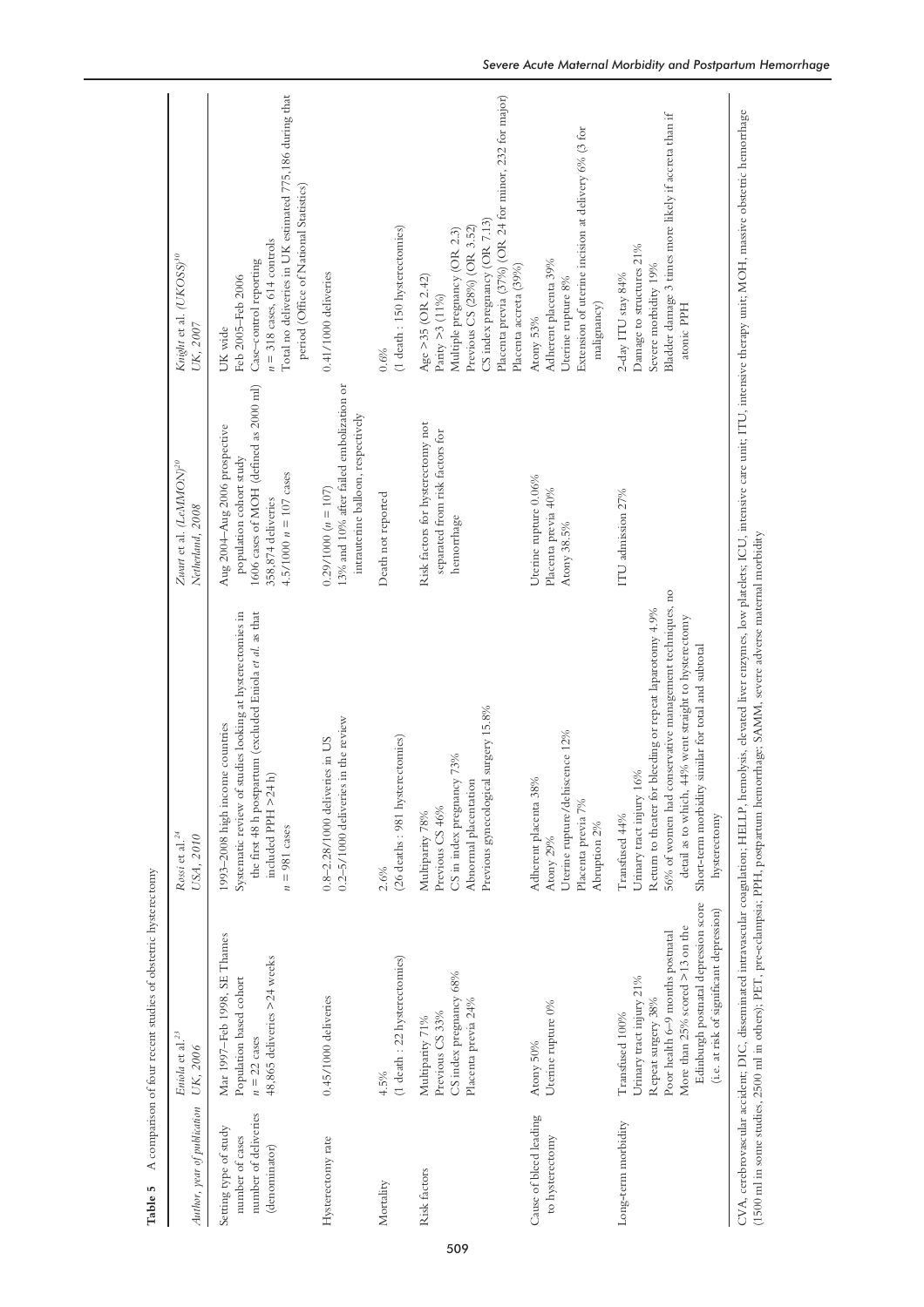**Table 5** A comparison of four recent studies of obstetric hysterectomy

| *Author, year of publication* | *Eniola* et al.[23] *UK, 2006* | *Rossi* et al.[24] *USA, 2010* | *Zwart* et al. *(LeMMON)*[20] *Netherland, 2008* | *Knight* et al. *(UKOSS)*[10] *UK, 2007* |
|---|---|---|---|---|
| Setting type of study number of cases number of deliveries (denominator) | Mar 1997–Feb 1998, SE Thames Population based cohort $n = 22$ cases 48,865 deliveries >24 weeks | 1993–2008 high income countries Systematic review of studies looking at hysterectomies in the first 48 h postpartum (excluded Eniola *et al.* as that included PPH >24 h) $n = 981$ cases | Aug 2004–Aug 2006 prospective population cohort study 1606 cases of MOH (defined as 2000 ml) 358,874 deliveries 4.5/1000 $n = 107$ cases | UK wide Feb 2005–Feb 2006 Case-control reporting $n = 318$ cases, 614 controls Total no deliveries in UK estimated 775,186 during that period (Office of National Statistics) |
| Hysterectomy rate | 0.45/1000 deliveries | 0.8–2.28/1000 deliveries in US 0.2–5/1000 deliveries in the review | 0.29/1000 ($n = 107$) 13% and 10% after failed embolization or intrauterine balloon, respectively | 0.41/1000 deliveries |
| Mortality | 4.5% (1 death : 22 hysterectomies) | 2.6% (26 deaths : 981 hysterectomies) | Death not reported | 0.6% (1 death : 150 hysterectomies) |
| Risk factors | Multiparity 71% Previous CS 33% CS index pregnancy 68% Placenta previa 24% | Multiparity 78% Previous CS 46% CS in index pregnancy 73% Abnormal placentation Previous gynecological surgery 15.8% | Risk factors for hysterectomy not separated from risk factors for hemorrhage | Age >35 (OR 2.42) Parity >3 (11%) Multiple pregnancy (OR 2.3) Previous CS (28%) (OR 3.52) CS index pregnancy (OR 7.13) Placenta previa (37%) (OR 24 for minor, 232 for major) Placenta accreta (39%) |
| Cause of bleed leading to hysterectomy | Atony 50% Uterine rupture 0% | Adherent placenta 38% Atony 29% Uterine rupture/dehiscence 12% Placenta previa 7% Abruption 2% | Uterine rupture 0.06% Placenta previa 40% Atony 38.5% | Atony 53% Adherent placenta 39% Uterine rupture 8% Extension of uterine incision at delivery 6% (3 for malignancy) |
| Long-term morbidity | Transfused 100% Urinary tract injury 21% Repeat surgery 38% Poor health 6–9 months postnatal More than 25% scored >13 on the Edinburgh postnatal depression score (i.e. at risk of significant depression) | Transfused 44% Urinary tract injury 16% Return to theater for bleeding or repeat laparotomy 4.9% 56% of women had conservative management techniques, no detail as to which, 44% went straight to hysterectomy Short-term morbidity similar for total and subtotal hysterectomy | ITU admission 27% | 2-day ITU stay 84% Damage to structures 21% Severe morbidity 19% Bladder damage 3 times more likely if accreta than if atonic PPH |

CVA, cerebrovascular accident; DIC, disseminated intravascular coagulation; HELLP, hemolysis, elevated liver enzymes, low platelets; ICU, intensive care unit; ITU, intensive therapy unit; MOH, massive obstetric hemorrhage (1500 ml in some studies, 2500 ml in others); PET, pre-eclampsia; PPH, postpartum hemorrhage; SAMM, severe adverse maternal morbidity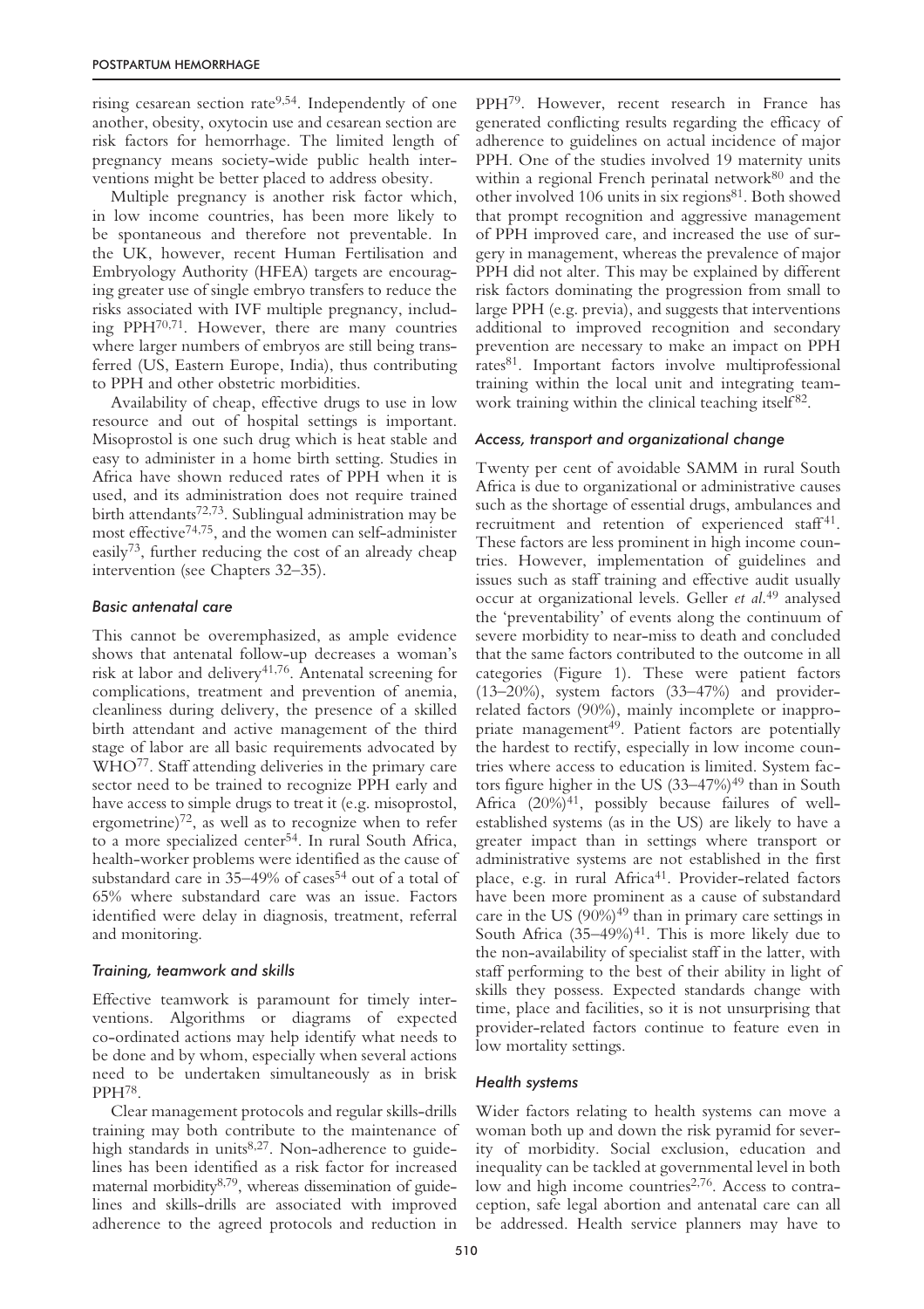rising cesarean section rate[9,54]. Independently of one another, obesity, oxytocin use and cesarean section are risk factors for hemorrhage. The limited length of pregnancy means society-wide public health interventions might be better placed to address obesity.

Multiple pregnancy is another risk factor which, in low income countries, has been more likely to be spontaneous and therefore not preventable. In the UK, however, recent Human Fertilisation and Embryology Authority (HFEA) targets are encouraging greater use of single embryo transfers to reduce the risks associated with IVF multiple pregnancy, including PPH[70,71]. However, there are many countries where larger numbers of embryos are still being transferred (US, Eastern Europe, India), thus contributing to PPH and other obstetric morbidities.

Availability of cheap, effective drugs to use in low resource and out of hospital settings is important. Misoprostol is one such drug which is heat stable and easy to administer in a home birth setting. Studies in Africa have shown reduced rates of PPH when it is used, and its administration does not require trained birth attendants[72,73]. Sublingual administration may be most effective[74,75], and the women can self-administer easily[73], further reducing the cost of an already cheap intervention (see Chapters 32–35).

### *Basic antenatal care*

This cannot be overemphasized, as ample evidence shows that antenatal follow-up decreases a woman's risk at labor and delivery[41,76]. Antenatal screening for complications, treatment and prevention of anemia, cleanliness during delivery, the presence of a skilled birth attendant and active management of the third stage of labor are all basic requirements advocated by WHO[77]. Staff attending deliveries in the primary care sector need to be trained to recognize PPH early and have access to simple drugs to treat it (e.g. misoprostol, ergometrine)[72], as well as to recognize when to refer to a more specialized center[54]. In rural South Africa, health-worker problems were identified as the cause of substandard care in 35–49% of cases[54] out of a total of 65% where substandard care was an issue. Factors identified were delay in diagnosis, treatment, referral and monitoring.

### *Training, teamwork and skills*

Effective teamwork is paramount for timely interventions. Algorithms or diagrams of expected co-ordinated actions may help identify what needs to be done and by whom, especially when several actions need to be undertaken simultaneously as in brisk PPH[78].

Clear management protocols and regular skills-drills training may both contribute to the maintenance of high standards in units[8,27]. Non-adherence to guidelines has been identified as a risk factor for increased maternal morbidity[8,79], whereas dissemination of guidelines and skills-drills are associated with improved adherence to the agreed protocols and reduction in PPH[79]. However, recent research in France has generated conflicting results regarding the efficacy of adherence to guidelines on actual incidence of major PPH. One of the studies involved 19 maternity units within a regional French perinatal network[80] and the other involved 106 units in six regions[81]. Both showed that prompt recognition and aggressive management of PPH improved care, and increased the use of surgery in management, whereas the prevalence of major PPH did not alter. This may be explained by different risk factors dominating the progression from small to large PPH (e.g. previa), and suggests that interventions additional to improved recognition and secondary prevention are necessary to make an impact on PPH rates[81]. Important factors involve multiprofessional training within the local unit and integrating teamwork training within the clinical teaching itself[82].

### *Access, transport and organizational change*

Twenty per cent of avoidable SAMM in rural South Africa is due to organizational or administrative causes such as the shortage of essential drugs, ambulances and recruitment and retention of experienced staff[41]. These factors are less prominent in high income countries. However, implementation of guidelines and issues such as staff training and effective audit usually occur at organizational levels. Geller *et al.*[49] analysed the 'preventability' of events along the continuum of severe morbidity to near-miss to death and concluded that the same factors contributed to the outcome in all categories (Figure 1). These were patient factors (13–20%), system factors (33–47%) and provider-related factors (90%), mainly incomplete or inappropriate management[49]. Patient factors are potentially the hardest to rectify, especially in low income countries where access to education is limited. System factors figure higher in the US (33–47%)[49] than in South Africa (20%)[41], possibly because failures of well-established systems (as in the US) are likely to have a greater impact than in settings where transport or administrative systems are not established in the first place, e.g. in rural Africa[41]. Provider-related factors have been more prominent as a cause of substandard care in the US (90%)[49] than in primary care settings in South Africa (35–49%)[41]. This is more likely due to the non-availability of specialist staff in the latter, with staff performing to the best of their ability in light of skills they possess. Expected standards change with time, place and facilities, so it is not unsurprising that provider-related factors continue to feature even in low mortality settings.

### *Health systems*

Wider factors relating to health systems can move a woman both up and down the risk pyramid for severity of morbidity. Social exclusion, education and inequality can be tackled at governmental level in both low and high income countries[2,76]. Access to contraception, safe legal abortion and antenatal care can all be addressed. Health service planners may have to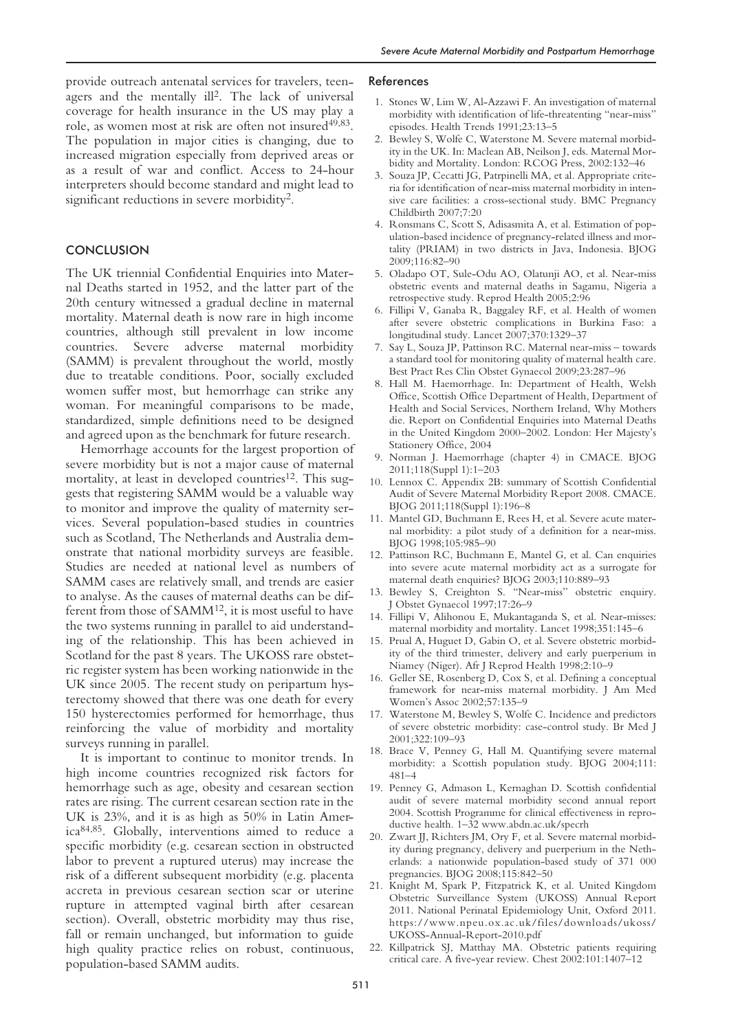provide outreach antenatal services for travelers, teenagers and the mentally ill[2]. The lack of universal coverage for health insurance in the US may play a role, as women most at risk are often not insured[49,83]. The population in major cities is changing, due to increased migration especially from deprived areas or as a result of war and conflict. Access to 24-hour interpreters should become standard and might lead to significant reductions in severe morbidity[2].

## CONCLUSION

The UK triennial Confidential Enquiries into Maternal Deaths started in 1952, and the latter part of the 20th century witnessed a gradual decline in maternal mortality. Maternal death is now rare in high income countries, although still prevalent in low income countries. Severe adverse maternal morbidity (SAMM) is prevalent throughout the world, mostly due to treatable conditions. Poor, socially excluded women suffer most, but hemorrhage can strike any woman. For meaningful comparisons to be made, standardized, simple definitions need to be designed and agreed upon as the benchmark for future research.

Hemorrhage accounts for the largest proportion of severe morbidity but is not a major cause of maternal mortality, at least in developed countries[12]. This suggests that registering SAMM would be a valuable way to monitor and improve the quality of maternity services. Several population-based studies in countries such as Scotland, The Netherlands and Australia demonstrate that national morbidity surveys are feasible. Studies are needed at national level as numbers of SAMM cases are relatively small, and trends are easier to analyse. As the causes of maternal deaths can be different from those of SAMM[12], it is most useful to have the two systems running in parallel to aid understanding of the relationship. This has been achieved in Scotland for the past 8 years. The UKOSS rare obstetric register system has been working nationwide in the UK since 2005. The recent study on peripartum hysterectomy showed that there was one death for every 150 hysterectomies performed for hemorrhage, thus reinforcing the value of morbidity and mortality surveys running in parallel.

It is important to continue to monitor trends. In high income countries recognized risk factors for hemorrhage such as age, obesity and cesarean section rates are rising. The current cesarean section rate in the UK is 23%, and it is as high as 50% in Latin America[84,85]. Globally, interventions aimed to reduce a specific morbidity (e.g. cesarean section in obstructed labor to prevent a ruptured uterus) may increase the risk of a different subsequent morbidity (e.g. placenta accreta in previous cesarean section scar or uterine rupture in attempted vaginal birth after cesarean section). Overall, obstetric morbidity may thus rise, fall or remain unchanged, but information to guide high quality practice relies on robust, continuous, population-based SAMM audits.

## References

1. Stones W, Lim W, Al-Azzawi F. An investigation of maternal morbidity with identification of life-threatenting "near-miss" episodes. Health Trends 1991;23:13–5
2. Bewley S, Wolfe C, Waterstone M. Severe maternal morbidity in the UK. In: Maclean AB, Neilson J, eds. Maternal Morbidity and Mortality. London: RCOG Press, 2002:132–46
3. Souza JP, Cecatti JG, Patrpinelli MA, et al. Appropriate criteria for identification of near-miss maternal morbidity in intensive care facilities: a cross-sectional study. BMC Pregnancy Childbirth 2007;7:20
4. Ronsmans C, Scott S, Adisasmita A, et al. Estimation of population-based incidence of pregnancy-related illness and mortality (PRIAM) in two districts in Java, Indonesia. BJOG 2009;116:82–90
5. Oladapo OT, Sule-Odu AO, Olatunji AO, et al. Near-miss obstetric events and maternal deaths in Sagamu, Nigeria a retrospective study. Reprod Health 2005;2:96
6. Fillipi V, Ganaba R, Baggaley RF, et al. Health of women after severe obstetric complications in Burkina Faso: a longitudinal study. Lancet 2007;370:1329–37
7. Say L, Souza JP, Pattinson RC. Maternal near-miss – towards a standard tool for monitoring quality of maternal health care. Best Pract Res Clin Obstet Gynaecol 2009;23:287–96
8. Hall M. Haemorrhage. In: Department of Health, Welsh Office, Scottish Office Department of Health, Department of Health and Social Services, Northern Ireland, Why Mothers die. Report on Confidential Enquiries into Maternal Deaths in the United Kingdom 2000–2002. London: Her Majesty's Stationery Office, 2004
9. Norman J. Haemorrhage (chapter 4) in CMACE. BJOG 2011;118(Suppl 1):1–203
10. Lennox C. Appendix 2B: summary of Scottish Confidential Audit of Severe Maternal Morbidity Report 2008. CMACE. BJOG 2011;118(Suppl 1):196–8
11. Mantel GD, Buchmann E, Rees H, et al. Severe acute maternal morbidity: a pilot study of a definition for a near-miss. BJOG 1998;105:985–90
12. Pattinson RC, Buchmann E, Mantel G, et al. Can enquiries into severe acute maternal morbidity act as a surrogate for maternal death enquiries? BJOG 2003;110:889–93
13. Bewley S, Creighton S. "Near-miss" obstetric enquiry. J Obstet Gynaecol 1997;17:26–9
14. Fillipi V, Alihonou E, Mukantaganda S, et al. Near-misses: maternal morbidity and mortality. Lancet 1998;351:145–6
15. Prual A, Huguet D, Gabin O, et al. Severe obstetric morbidity of the third trimester, delivery and early puerperium in Niamey (Niger). Afr J Reprod Health 1998;2:10–9
16. Geller SE, Rosenberg D, Cox S, et al. Defining a conceptual framework for near-miss maternal morbidity. J Am Med Women's Assoc 2002;57:135–9
17. Waterstone M, Bewley S, Wolfe C. Incidence and predictors of severe obstetric morbidity: case-control study. Br Med J 2001;322:109–93
18. Brace V, Penney G, Hall M. Quantifying severe maternal morbidity: a Scottish population study. BJOG 2004;111: 481–4
19. Penney G, Admason L, Kernaghan D. Scottish confidential audit of severe maternal morbidity second annual report 2004. Scottish Programme for clinical effectiveness in reproductive health. 1–32 www.abdn.ac.uk/specrh
20. Zwart JJ, Richters JM, Ory F, et al. Severe maternal morbidity during pregnancy, delivery and puerperium in the Netherlands: a nationwide population-based study of 371 000 pregnancies. BJOG 2008;115:842–50
21. Knight M, Spark P, Fitzpatrick K, et al. United Kingdom Obstetric Surveillance System (UKOSS) Annual Report 2011. National Perinatal Epidemiology Unit, Oxford 2011. https://www.npeu.ox.ac.uk/files/downloads/ukoss/UKOSS-Annual-Report-2010.pdf
22. Killpatrick SJ, Matthay MA. Obstetric patients requiring critical care. A five-year review. Chest 2002:101:1407–12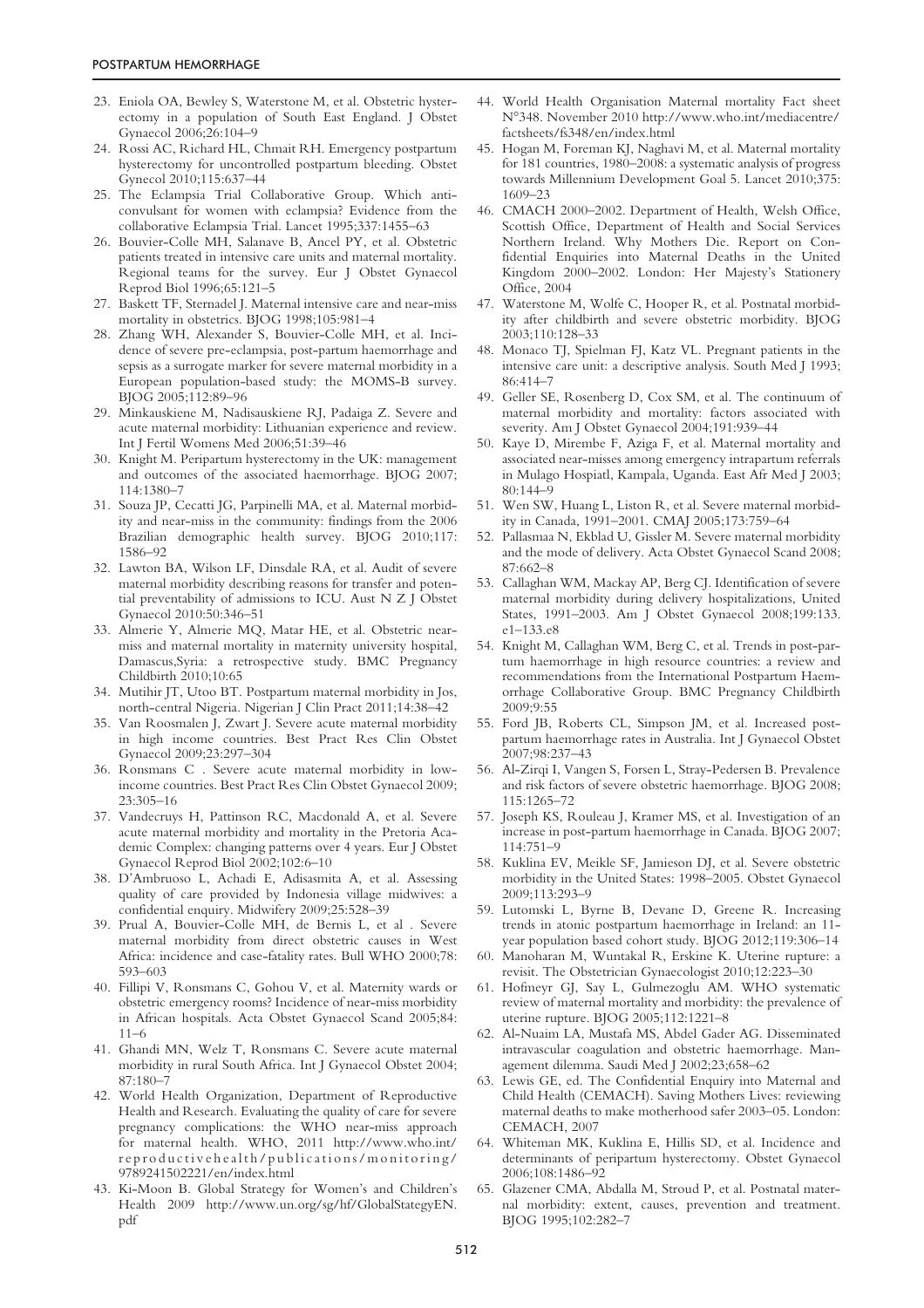23. Eniola OA, Bewley S, Waterstone M, et al. Obstetric hysterectomy in a population of South East England. J Obstet Gynaecol 2006;26:104–9
24. Rossi AC, Richard HL, Chmait RH. Emergency postpartum hysterectomy for uncontrolled postpartum bleeding. Obstet Gynecol 2010;115:637–44
25. The Eclampsia Trial Collaborative Group. Which anticonvulsant for women with eclampsia? Evidence from the collaborative Eclampsia Trial. Lancet 1995;337:1455–63
26. Bouvier-Colle MH, Salanave B, Ancel PY, et al. Obstetric patients treated in intensive care units and maternal mortality. Regional teams for the survey. Eur J Obstet Gynaecol Reprod Biol 1996;65:121–5
27. Baskett TF, Sternadel J. Maternal intensive care and near-miss mortality in obstetrics. BJOG 1998;105:981–4
28. Zhang WH, Alexander S, Bouvier-Colle MH, et al. Incidence of severe pre-eclampsia, post-partum haemorrhage and sepsis as a surrogate marker for severe maternal morbidity in a European population-based study: the MOMS-B survey. BJOG 2005;112:89–96
29. Minkauskiene M, Nadisauskiene RJ, Padaiga Z. Severe and acute maternal morbidity: Lithuanian experience and review. Int J Fertil Womens Med 2006;51:39–46
30. Knight M. Peripartum hysterectomy in the UK: management and outcomes of the associated haemorrhage. BJOG 2007; 114:1380–7
31. Souza JP, Cecatti JG, Parpinelli MA, et al. Maternal morbidity and near-miss in the community: findings from the 2006 Brazilian demographic health survey. BJOG 2010;117: 1586–92
32. Lawton BA, Wilson LF, Dinsdale RA, et al. Audit of severe maternal morbidity describing reasons for transfer and potential preventability of admissions to ICU. Aust N Z J Obstet Gynaecol 2010:50:346–51
33. Almerie Y, Almerie MQ, Matar HE, et al. Obstetric near-miss and maternal mortality in maternity university hospital, Damascus,Syria: a retrospective study. BMC Pregnancy Childbirth 2010;10:65
34. Mutihir JT, Utoo BT. Postpartum maternal morbidity in Jos, north-central Nigeria. Nigerian J Clin Pract 2011;14:38–42
35. Van Roosmalen J, Zwart J. Severe acute maternal morbidity in high income countries. Best Pract Res Clin Obstet Gynaecol 2009;23:297–304
36. Ronsmans C . Severe acute maternal morbidity in low-income countries. Best Pract Res Clin Obstet Gynaecol 2009; 23:305–16
37. Vandecruys H, Pattinson RC, Macdonald A, et al. Severe acute maternal morbidity and mortality in the Pretoria Academic Complex: changing patterns over 4 years. Eur J Obstet Gynaecol Reprod Biol 2002;102:6–10
38. D'Ambruoso L, Achadi E, Adisasmita A, et al. Assessing quality of care provided by Indonesia village midwives: a confidential enquiry. Midwifery 2009;25:528–39
39. Prual A, Bouvier-Colle MH, de Bernis L, et al . Severe maternal morbidity from direct obstetric causes in West Africa: incidence and case-fatality rates. Bull WHO 2000;78: 593–603
40. Fillipi V, Ronsmans C, Gohou V, et al. Maternity wards or obstetric emergency rooms? Incidence of near-miss morbidity in African hospitals. Acta Obstet Gynaecol Scand 2005;84: 11–6
41. Ghandi MN, Welz T, Ronsmans C. Severe acute maternal morbidity in rural South Africa. Int J Gynaecol Obstet 2004; 87:180–7
42. World Health Organization, Department of Reproductive Health and Research. Evaluating the quality of care for severe pregnancy complications: the WHO near-miss approach for maternal health. WHO, 2011 http://www.who.int/reproductivehealth/publications/monitoring/9789241502221/en/index.html
43. Ki-Moon B. Global Strategy for Women's and Children's Health 2009 http://www.un.org/sg/hf/GlobalStategyEN.pdf
44. World Health Organisation Maternal mortality Fact sheet N°348. November 2010 http://www.who.int/mediacentre/factsheets/fs348/en/index.html
45. Hogan M, Foreman KJ, Naghavi M, et al. Maternal mortality for 181 countries, 1980–2008: a systematic analysis of progress towards Millennium Development Goal 5. Lancet 2010;375: 1609–23
46. CMACH 2000–2002. Department of Health, Welsh Office, Scottish Office, Department of Health and Social Services Northern Ireland. Why Mothers Die. Report on Confidential Enquiries into Maternal Deaths in the United Kingdom 2000–2002. London: Her Majesty's Stationery Office, 2004
47. Waterstone M, Wolfe C, Hooper R, et al. Postnatal morbidity after childbirth and severe obstetric morbidity. BJOG 2003;110:128–33
48. Monaco TJ, Spielman FJ, Katz VL. Pregnant patients in the intensive care unit: a descriptive analysis. South Med J 1993; 86:414–7
49. Geller SE, Rosenberg D, Cox SM, et al. The continuum of maternal morbidity and mortality: factors associated with severity. Am J Obstet Gynaecol 2004;191:939–44
50. Kaye D, Mirembe F, Aziga F, et al. Maternal mortality and associated near-misses among emergency intrapartum referrals in Mulago Hospiatl, Kampala, Uganda. East Afr Med J 2003; 80:144–9
51. Wen SW, Huang L, Liston R, et al. Severe maternal morbidity in Canada, 1991–2001. CMAJ 2005;173:759–64
52. Pallasmaa N, Ekblad U, Gissler M. Severe maternal morbidity and the mode of delivery. Acta Obstet Gynaecol Scand 2008; 87:662–8
53. Callaghan WM, Mackay AP, Berg CJ. Identification of severe maternal morbidity during delivery hospitalizations, United States, 1991–2003. Am J Obstet Gynaecol 2008;199:133. e1–133.e8
54. Knight M, Callaghan WM, Berg C, et al. Trends in post-partum haemorrhage in high resource countries: a review and recommendations from the International Postpartum Haemorrhage Collaborative Group. BMC Pregnancy Childbirth 2009;9:55
55. Ford JB, Roberts CL, Simpson JM, et al. Increased postpartum haemorrhage rates in Australia. Int J Gynaecol Obstet 2007;98:237–43
56. Al-Zirqi I, Vangen S, Forsen L, Stray-Pedersen B. Prevalence and risk factors of severe obstetric haemorrhage. BJOG 2008; 115:1265–72
57. Joseph KS, Rouleau J, Kramer MS, et al. Investigation of an increase in post-partum haemorrhage in Canada. BJOG 2007; 114:751–9
58. Kuklina EV, Meikle SF, Jamieson DJ, et al. Severe obstetric morbidity in the United States: 1998–2005. Obstet Gynaecol 2009;113:293–9
59. Lutomski L, Byrne B, Devane D, Greene R. Increasing trends in atonic postpartum haemorrhage in Ireland: an 11-year population based cohort study. BJOG 2012;119:306–14
60. Manoharan M, Wuntakal R, Erskine K. Uterine rupture: a revisit. The Obstetrician Gynaecologist 2010;12:223–30
61. Hofmeyr GJ, Say L, Gulmezoglu AM. WHO systematic review of maternal mortality and morbidity: the prevalence of uterine rupture. BJOG 2005;112:1221–8
62. Al-Nuaim LA, Mustafa MS, Abdel Gader AG. Disseminated intravascular coagulation and obstetric haemorrhage. Management dilemma. Saudi Med J 2002;23;658–62
63. Lewis GE, ed. The Confidential Enquiry into Maternal and Child Health (CEMACH). Saving Mothers Lives: reviewing maternal deaths to make motherhood safer 2003–05. London: CEMACH, 2007
64. Whiteman MK, Kuklina E, Hillis SD, et al. Incidence and determinants of peripartum hysterectomy. Obstet Gynaecol 2006;108:1486–92
65. Glazener CMA, Abdalla M, Stroud P, et al. Postnatal maternal morbidity: extent, causes, prevention and treatment. BJOG 1995;102:282–7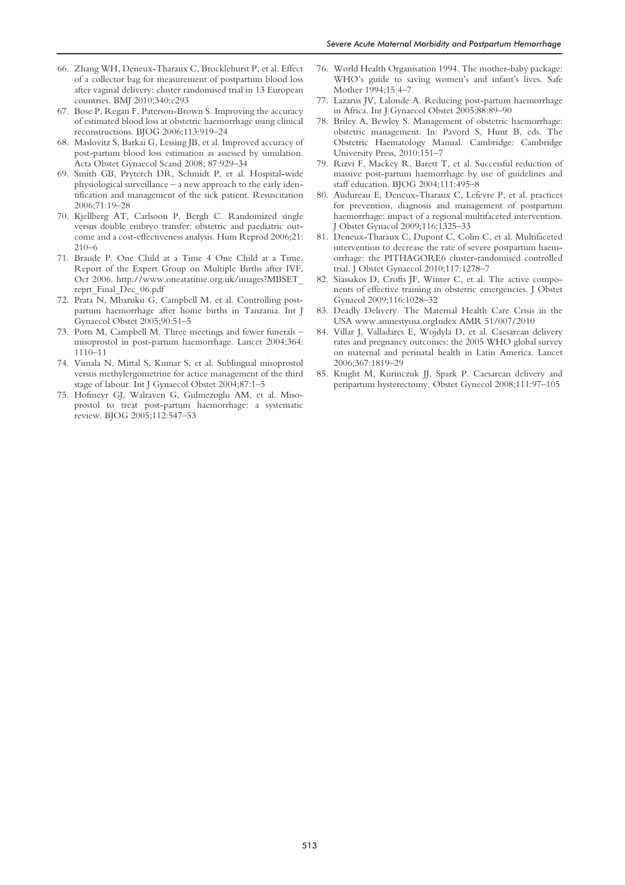66. Zhang WH, Deneux-Tharaux C, Brocklehurst P, et al. Effect of a collector bag for measurement of postpartum blood loss after vaginal delivery: cluster randomised trial in 13 European countries. BMJ 2010;340:c293
67. Bose P, Regan F, Paterson-Brown S. Improving the accuracy of estimated blood loss at obstetric haemorrhage using clinical reconstructions. BJOG 2006;113:919–24
68. Maslovitz S, Barkai G, Lessing JB, et al. Improved accuracy of post-partum blood loss estimation as assessed by simulation. Acta Obstet Gynaecol Scand 2008; 87:929–34
69. Smith GB, Pryterch DR, Schmidt P, et al. Hospital-wide physiological surveillance – a new approach to the early identification and management of the sick patient. Resuscitation 2006;71:19–28
70. Kjellberg AT, Carlsoon P, Bergh C. Randomized single versus double embryo transfer: obstetric and paediatric outcome and a cost-effectiveness analysis. Hum Reprod 2006;21: 210–6
71. Braude P. One Child at a Time 4 One Child at a Time. Report of the Expert Group on Multiple Births after IVF, Oct 2006. http://www.oneatatime.org.uk/images?MBSET_reprt_Final_Dec_06.pdf
72. Prata N, Mbaruku G, Campbell M, et al. Controlling postpartum haemorrhage after home births in Tanzania. Int J Gynaecol Obstet 2005;90:51–5
73. Potts M, Campbell M. Three meetings and fewer funerals – misoprostol in post-partum haemorrhage. Lancet 2004;364: 1110–11
74. Vimala N, Mittal S, Kumar S, et al. Sublingual misoprostol versus methylergometrine for actice management of the third stage of labour. Int J Gynaecol Obstet 2004;87:1–5
75. Hofmeyr GJ, Walraven G, Gulmezoglu AM, et al. Misoprostol to treat post-partum haemorrhage: a systematic review. BJOG 2005;112:547–53
76. World Health Organisation 1994. The mother-baby package: WHO's guide to saving women's and infant's lives. Safe Mother 1994;15:4–7
77. Lazarus JV, Lalonde A. Reducing post-partum haemorrhage in Africa. Int J Gynaecol Obstet 2005;88:89–90
78. Briley A, Bewley S. Management of obstetric haemorrhage: obstetric management. In: Pavord S, Hunt B, eds. The Obstetric Haematology Manual. Cambridge: Cambridge University Press, 2010:151–7
79. Rizvi F, Mackey R, Barett T, et al. Successful reduction of massive post-partum haemorrhage by use of guidelines and staff education. BJOG 2004;111:495–8
80. Audureau E, Deneux-Tharaux C, Lefevre P, et al. practices for prevention, diagnosis and management of postpartum haemorrhage: impact of a regional multifaceted intervention. J Obstet Gynacol 2009;116:1325–33
81. Deneux-Tharaux C, Dupont C, Colin C, et al. Multifaceted intervention to decrease the rate of severe postpartum haemorrhage: the PITHAGORE6 cluster-randomised controlled trial. J Obstet Gynaecol 2010;117:1278–7
82. Siassakos D, Crofts JF, Winter C, et al. The active components of effective training in obstetric emergencies. J Obstet Gynaeol 2009;116:1028–32
83. Deadly Delivery. The Maternal Health Care Crisis in the USA www.amnestyusa.orgIndex AMR 51/007/2010
84. Villar J, Valladares E, Wojdyla D, et al. Caesarean delivery rates and pregnancy outcomes: the 2005 WHO global survey on maternal and perinatal health in Latin America. Lancet 2006;367:1819–29
85. Knight M, Kurinczuk JJ, Spark P. Caesarean delivery and peripartum hysterectomy. Obstet Gynecol 2008;111:97–105